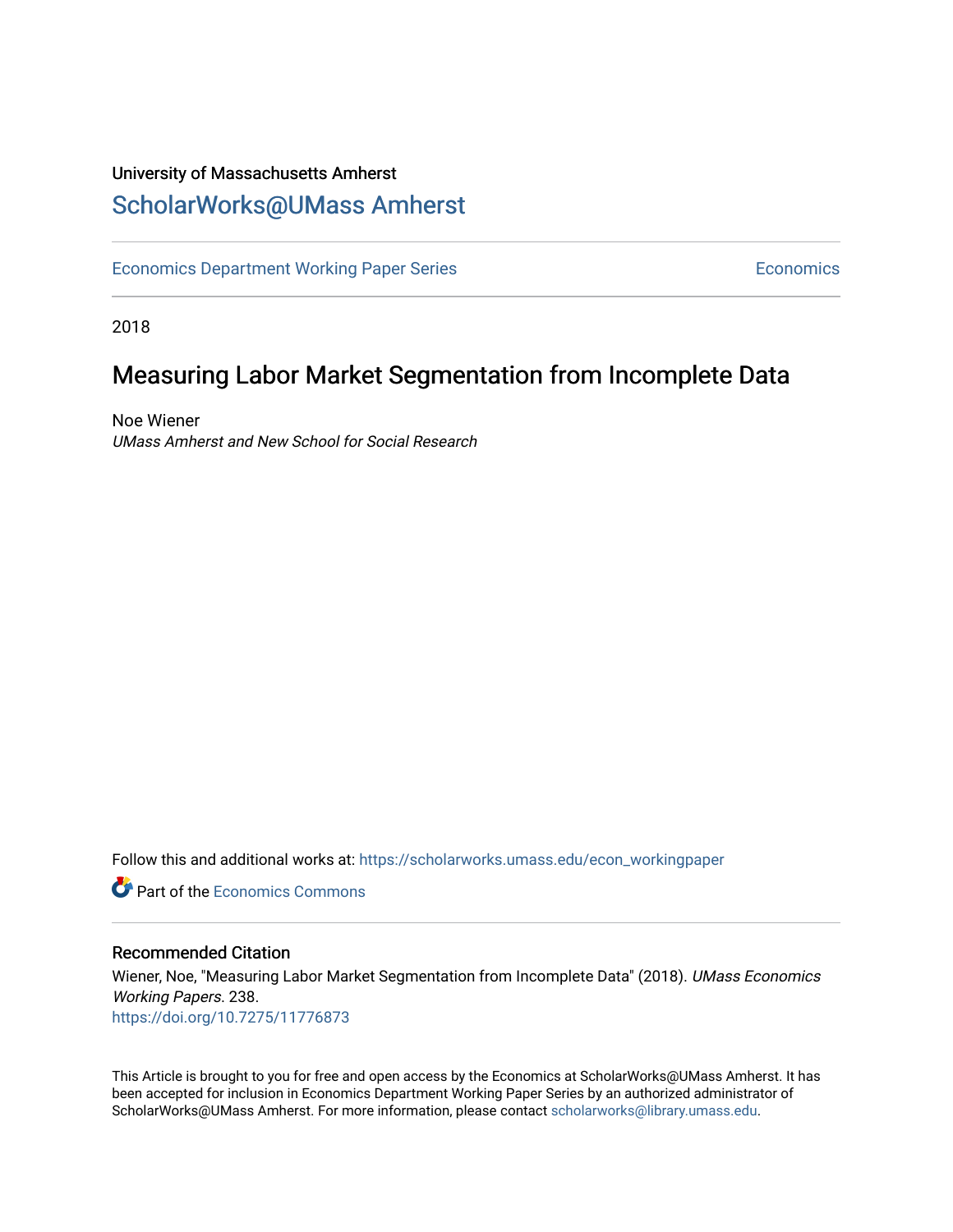University of Massachusetts Amherst

# ScholarWorks@UMass Amherst

Economics Department Working Paper Series | Economics

2018

## Measuring Labor Market Segmentation from Incomplete Data

Noe Wiener

*UMass Amherst and New School for Social Research*

Follow this and additional works at: https://scholarworks.umass.edu/econ_workingpaper

Part of the Economics Commons

### Recommended Citation

Wiener, Noe, "Measuring Labor Market Segmentation from Incomplete Data" (2018). *UMass Economics Working Papers*. 238.

https://doi.org/10.7275/11776873

This Article is brought to you for free and open access by the Economics at ScholarWorks@UMass Amherst. It has been accepted for inclusion in Economics Department Working Paper Series by an authorized administrator of ScholarWorks@UMass Amherst. For more information, please contact scholarworks@library.umass.edu.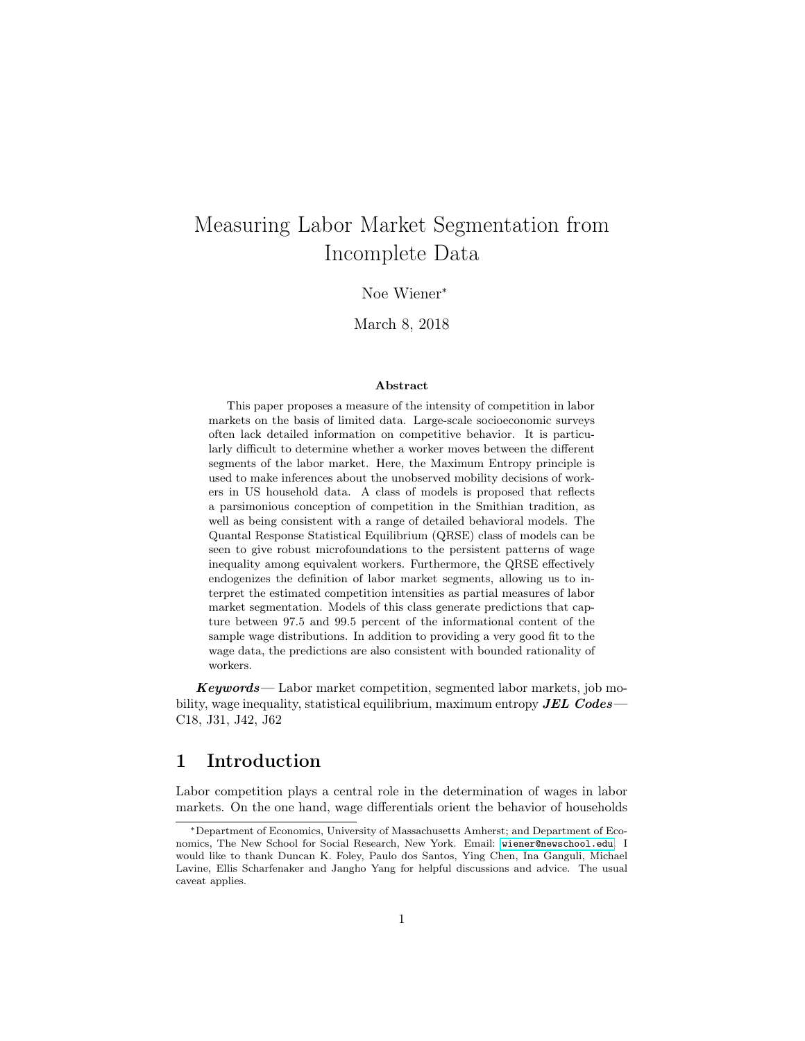# Measuring Labor Market Segmentation from Incomplete Data

Noe Wiener*

March 8, 2018

### Abstract

This paper proposes a measure of the intensity of competition in labor markets on the basis of limited data. Large-scale socioeconomic surveys often lack detailed information on competitive behavior. It is particularly difficult to determine whether a worker moves between the different segments of the labor market. Here, the Maximum Entropy principle is used to make inferences about the unobserved mobility decisions of workers in US household data. A class of models is proposed that reflects a parsimonious conception of competition in the Smithian tradition, as well as being consistent with a range of detailed behavioral models. The Quantal Response Statistical Equilibrium (QRSE) class of models can be seen to give robust microfoundations to the persistent patterns of wage inequality among equivalent workers. Furthermore, the QRSE effectively endogenizes the definition of labor market segments, allowing us to interpret the estimated competition intensities as partial measures of labor market segmentation. Models of this class generate predictions that capture between 97.5 and 99.5 percent of the informational content of the sample wage distributions. In addition to providing a very good fit to the wage data, the predictions are also consistent with bounded rationality of workers.

***Keywords***— Labor market competition, segmented labor markets, job mobility, wage inequality, statistical equilibrium, maximum entropy ***JEL Codes***— C18, J31, J42, J62

## 1 Introduction

Labor competition plays a central role in the determination of wages in labor markets. On the one hand, wage differentials orient the behavior of households

---

*Department of Economics, University of Massachusetts Amherst; and Department of Economics, The New School for Social Research, New York. Email: wiener@newschool.edu. I would like to thank Duncan K. Foley, Paulo dos Santos, Ying Chen, Ina Ganguli, Michael Lavine, Ellis Scharfenaker and Jangho Yang for helpful discussions and advice. The usual caveat applies.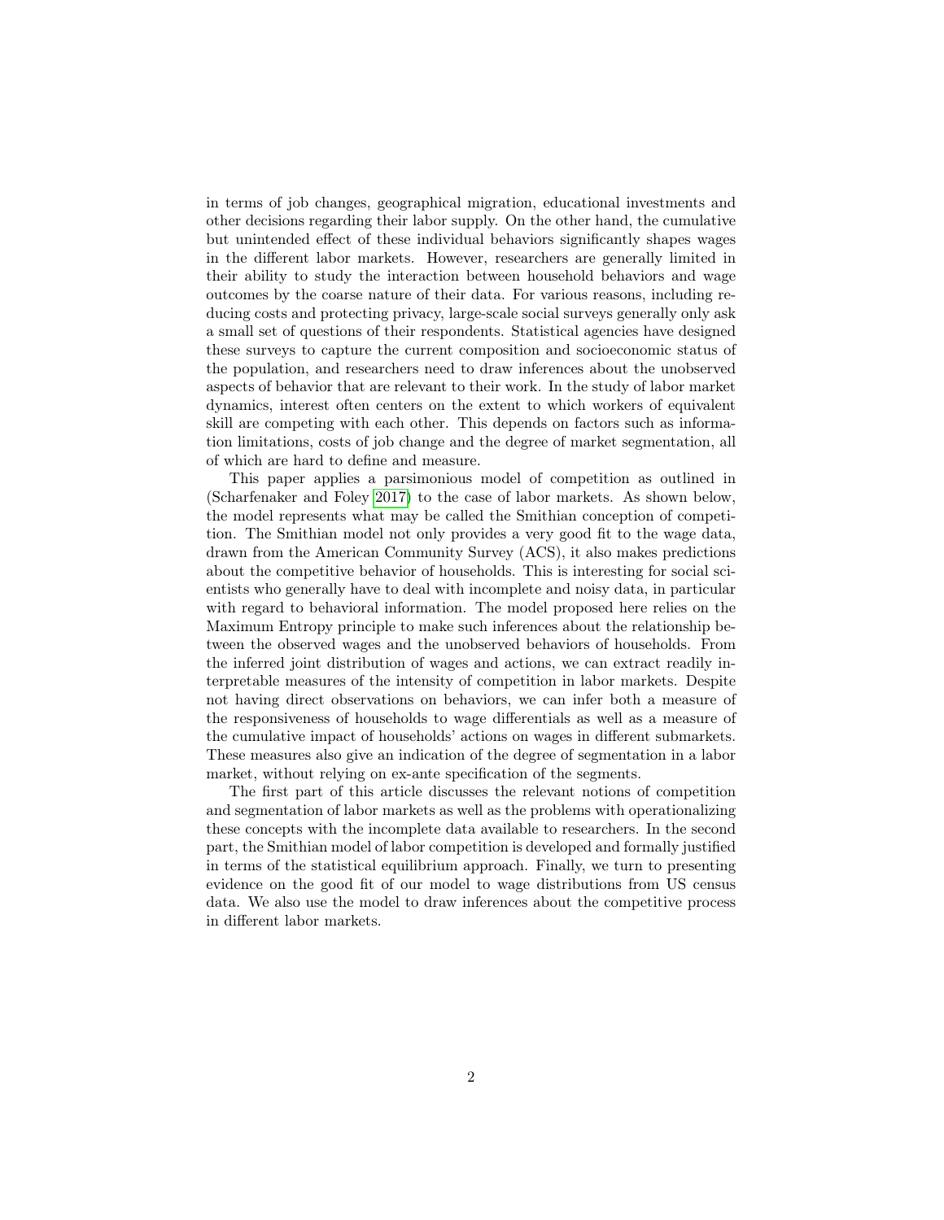in terms of job changes, geographical migration, educational investments and other decisions regarding their labor supply. On the other hand, the cumulative but unintended effect of these individual behaviors significantly shapes wages in the different labor markets. However, researchers are generally limited in their ability to study the interaction between household behaviors and wage outcomes by the coarse nature of their data. For various reasons, including reducing costs and protecting privacy, large-scale social surveys generally only ask a small set of questions of their respondents. Statistical agencies have designed these surveys to capture the current composition and socioeconomic status of the population, and researchers need to draw inferences about the unobserved aspects of behavior that are relevant to their work. In the study of labor market dynamics, interest often centers on the extent to which workers of equivalent skill are competing with each other. This depends on factors such as information limitations, costs of job change and the degree of market segmentation, all of which are hard to define and measure.

This paper applies a parsimonious model of competition as outlined in (Scharfenaker and Foley 2017) to the case of labor markets. As shown below, the model represents what may be called the Smithian conception of competition. The Smithian model not only provides a very good fit to the wage data, drawn from the American Community Survey (ACS), it also makes predictions about the competitive behavior of households. This is interesting for social scientists who generally have to deal with incomplete and noisy data, in particular with regard to behavioral information. The model proposed here relies on the Maximum Entropy principle to make such inferences about the relationship between the observed wages and the unobserved behaviors of households. From the inferred joint distribution of wages and actions, we can extract readily interpretable measures of the intensity of competition in labor markets. Despite not having direct observations on behaviors, we can infer both a measure of the responsiveness of households to wage differentials as well as a measure of the cumulative impact of households' actions on wages in different submarkets. These measures also give an indication of the degree of segmentation in a labor market, without relying on ex-ante specification of the segments.

The first part of this article discusses the relevant notions of competition and segmentation of labor markets as well as the problems with operationalizing these concepts with the incomplete data available to researchers. In the second part, the Smithian model of labor competition is developed and formally justified in terms of the statistical equilibrium approach. Finally, we turn to presenting evidence on the good fit of our model to wage distributions from US census data. We also use the model to draw inferences about the competitive process in different labor markets.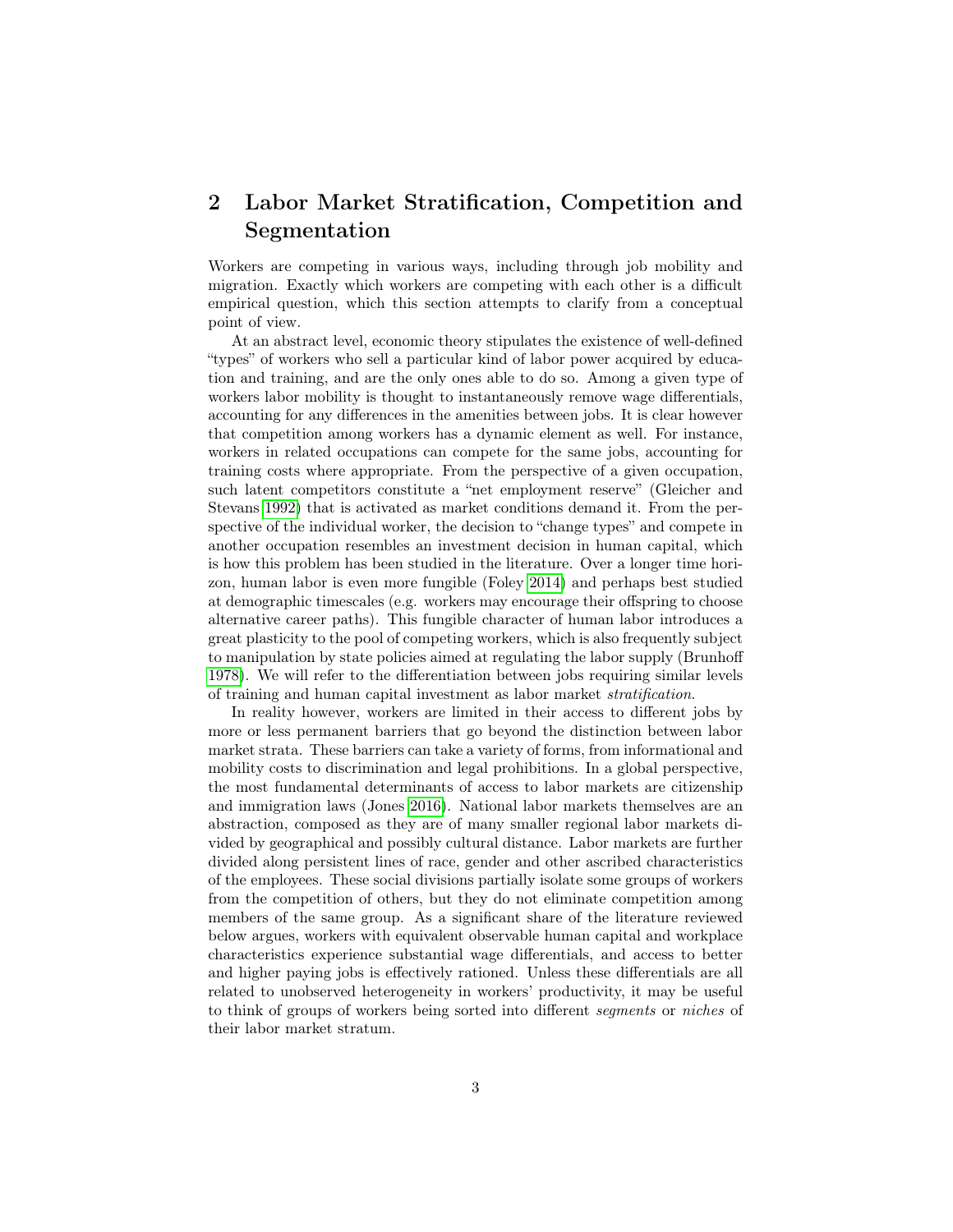## 2 Labor Market Stratification, Competition and Segmentation

Workers are competing in various ways, including through job mobility and migration. Exactly which workers are competing with each other is a difficult empirical question, which this section attempts to clarify from a conceptual point of view.

At an abstract level, economic theory stipulates the existence of well-defined "types" of workers who sell a particular kind of labor power acquired by education and training, and are the only ones able to do so. Among a given type of workers labor mobility is thought to instantaneously remove wage differentials, accounting for any differences in the amenities between jobs. It is clear however that competition among workers has a dynamic element as well. For instance, workers in related occupations can compete for the same jobs, accounting for training costs where appropriate. From the perspective of a given occupation, such latent competitors constitute a "net employment reserve" (Gleicher and Stevans 1992) that is activated as market conditions demand it. From the perspective of the individual worker, the decision to "change types" and compete in another occupation resembles an investment decision in human capital, which is how this problem has been studied in the literature. Over a longer time horizon, human labor is even more fungible (Foley 2014) and perhaps best studied at demographic timescales (e.g. workers may encourage their offspring to choose alternative career paths). This fungible character of human labor introduces a great plasticity to the pool of competing workers, which is also frequently subject to manipulation by state policies aimed at regulating the labor supply (Brunhoff 1978). We will refer to the differentiation between jobs requiring similar levels of training and human capital investment as labor market *stratification*.

In reality however, workers are limited in their access to different jobs by more or less permanent barriers that go beyond the distinction between labor market strata. These barriers can take a variety of forms, from informational and mobility costs to discrimination and legal prohibitions. In a global perspective, the most fundamental determinants of access to labor markets are citizenship and immigration laws (Jones 2016). National labor markets themselves are an abstraction, composed as they are of many smaller regional labor markets divided by geographical and possibly cultural distance. Labor markets are further divided along persistent lines of race, gender and other ascribed characteristics of the employees. These social divisions partially isolate some groups of workers from the competition of others, but they do not eliminate competition among members of the same group. As a significant share of the literature reviewed below argues, workers with equivalent observable human capital and workplace characteristics experience substantial wage differentials, and access to better and higher paying jobs is effectively rationed. Unless these differentials are all related to unobserved heterogeneity in workers' productivity, it may be useful to think of groups of workers being sorted into different *segments* or *niches* of their labor market stratum.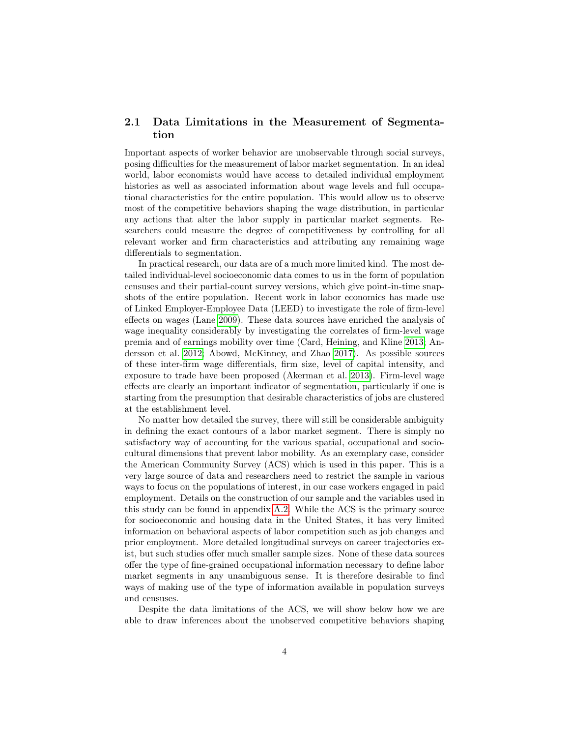## 2.1 Data Limitations in the Measurement of Segmentation

Important aspects of worker behavior are unobservable through social surveys, posing difficulties for the measurement of labor market segmentation. In an ideal world, labor economists would have access to detailed individual employment histories as well as associated information about wage levels and full occupational characteristics for the entire population. This would allow us to observe most of the competitive behaviors shaping the wage distribution, in particular any actions that alter the labor supply in particular market segments. Researchers could measure the degree of competitiveness by controlling for all relevant worker and firm characteristics and attributing any remaining wage differentials to segmentation.

In practical research, our data are of a much more limited kind. The most detailed individual-level socioeconomic data comes to us in the form of population censuses and their partial-count survey versions, which give point-in-time snapshots of the entire population. Recent work in labor economics has made use of Linked Employer-Employee Data (LEED) to investigate the role of firm-level effects on wages (Lane 2009). These data sources have enriched the analysis of wage inequality considerably by investigating the correlates of firm-level wage premia and of earnings mobility over time (Card, Heining, and Kline 2013; Andersson et al. 2012; Abowd, McKinney, and Zhao 2017). As possible sources of these inter-firm wage differentials, firm size, level of capital intensity, and exposure to trade have been proposed (Akerman et al. 2013). Firm-level wage effects are clearly an important indicator of segmentation, particularly if one is starting from the presumption that desirable characteristics of jobs are clustered at the establishment level.

No matter how detailed the survey, there will still be considerable ambiguity in defining the exact contours of a labor market segment. There is simply no satisfactory way of accounting for the various spatial, occupational and sociocultural dimensions that prevent labor mobility. As an exemplary case, consider the American Community Survey (ACS) which is used in this paper. This is a very large source of data and researchers need to restrict the sample in various ways to focus on the populations of interest, in our case workers engaged in paid employment. Details on the construction of our sample and the variables used in this study can be found in appendix A.2. While the ACS is the primary source for socioeconomic and housing data in the United States, it has very limited information on behavioral aspects of labor competition such as job changes and prior employment. More detailed longitudinal surveys on career trajectories exist, but such studies offer much smaller sample sizes. None of these data sources offer the type of fine-grained occupational information necessary to define labor market segments in any unambiguous sense. It is therefore desirable to find ways of making use of the type of information available in population surveys and censuses.

Despite the data limitations of the ACS, we will show below how we are able to draw inferences about the unobserved competitive behaviors shaping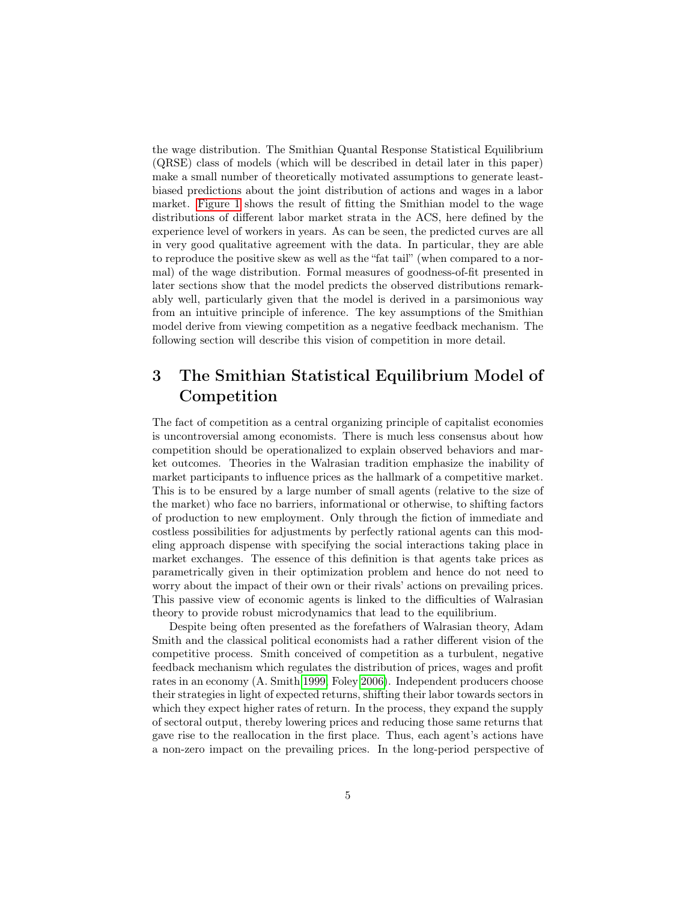the wage distribution. The Smithian Quantal Response Statistical Equilibrium (QRSE) class of models (which will be described in detail later in this paper) make a small number of theoretically motivated assumptions to generate least-biased predictions about the joint distribution of actions and wages in a labor market. Figure 1 shows the result of fitting the Smithian model to the wage distributions of different labor market strata in the ACS, here defined by the experience level of workers in years. As can be seen, the predicted curves are all in very good qualitative agreement with the data. In particular, they are able to reproduce the positive skew as well as the "fat tail" (when compared to a normal) of the wage distribution. Formal measures of goodness-of-fit presented in later sections show that the model predicts the observed distributions remarkably well, particularly given that the model is derived in a parsimonious way from an intuitive principle of inference. The key assumptions of the Smithian model derive from viewing competition as a negative feedback mechanism. The following section will describe this vision of competition in more detail.

# 3 The Smithian Statistical Equilibrium Model of Competition

The fact of competition as a central organizing principle of capitalist economies is uncontroversial among economists. There is much less consensus about how competition should be operationalized to explain observed behaviors and market outcomes. Theories in the Walrasian tradition emphasize the inability of market participants to influence prices as the hallmark of a competitive market. This is to be ensured by a large number of small agents (relative to the size of the market) who face no barriers, informational or otherwise, to shifting factors of production to new employment. Only through the fiction of immediate and costless possibilities for adjustments by perfectly rational agents can this modeling approach dispense with specifying the social interactions taking place in market exchanges. The essence of this definition is that agents take prices as parametrically given in their optimization problem and hence do not need to worry about the impact of their own or their rivals' actions on prevailing prices. This passive view of economic agents is linked to the difficulties of Walrasian theory to provide robust microdynamics that lead to the equilibrium.

Despite being often presented as the forefathers of Walrasian theory, Adam Smith and the classical political economists had a rather different vision of the competitive process. Smith conceived of competition as a turbulent, negative feedback mechanism which regulates the distribution of prices, wages and profit rates in an economy (A. Smith 1999; Foley 2006). Independent producers choose their strategies in light of expected returns, shifting their labor towards sectors in which they expect higher rates of return. In the process, they expand the supply of sectoral output, thereby lowering prices and reducing those same returns that gave rise to the reallocation in the first place. Thus, each agent's actions have a non-zero impact on the prevailing prices. In the long-period perspective of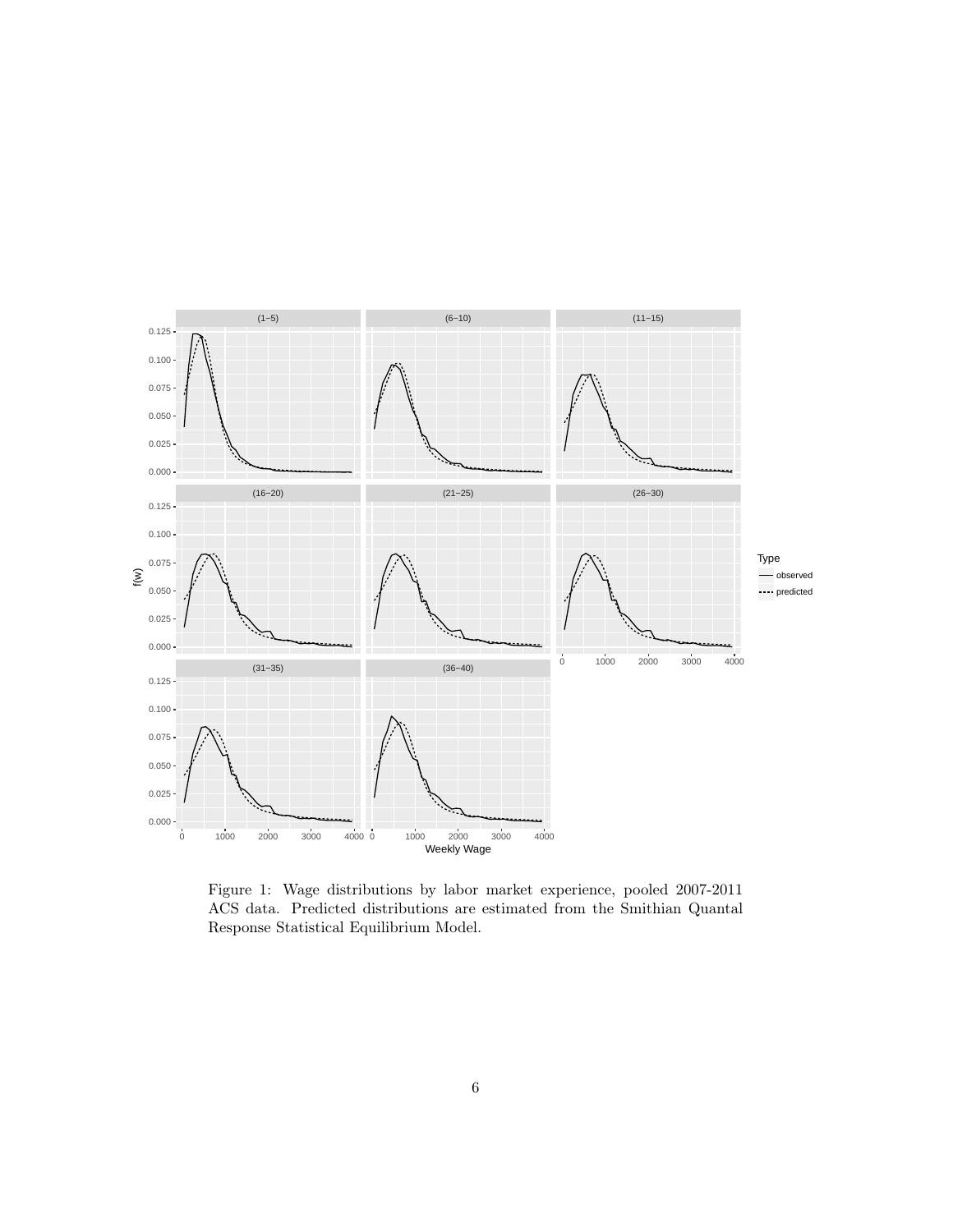Figure 1: Wage distributions by labor market experience, pooled 2007-2011 ACS data. Predicted distributions are estimated from the Smithian Quantal Response Statistical Equilibrium Model.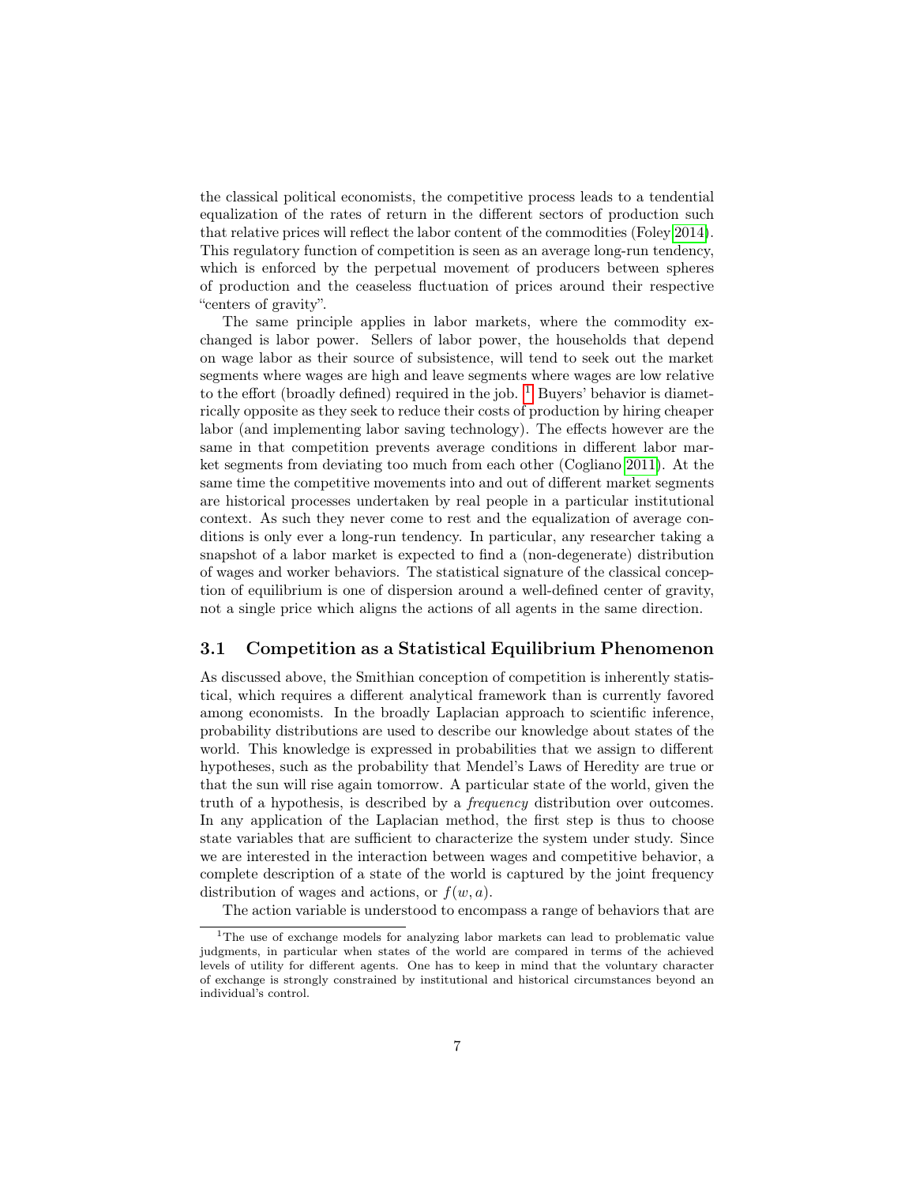the classical political economists, the competitive process leads to a tendential equalization of the rates of return in the different sectors of production such that relative prices will reflect the labor content of the commodities (Foley 2014). This regulatory function of competition is seen as an average long-run tendency, which is enforced by the perpetual movement of producers between spheres of production and the ceaseless fluctuation of prices around their respective "centers of gravity".

The same principle applies in labor markets, where the commodity exchanged is labor power. Sellers of labor power, the households that depend on wage labor as their source of subsistence, will tend to seek out the market segments where wages are high and leave segments where wages are low relative to the effort (broadly defined) required in the job. [1] Buyers' behavior is diametrically opposite as they seek to reduce their costs of production by hiring cheaper labor (and implementing labor saving technology). The effects however are the same in that competition prevents average conditions in different labor market segments from deviating too much from each other (Cogliano 2011). At the same time the competitive movements into and out of different market segments are historical processes undertaken by real people in a particular institutional context. As such they never come to rest and the equalization of average conditions is only ever a long-run tendency. In particular, any researcher taking a snapshot of a labor market is expected to find a (non-degenerate) distribution of wages and worker behaviors. The statistical signature of the classical conception of equilibrium is one of dispersion around a well-defined center of gravity, not a single price which aligns the actions of all agents in the same direction.

### 3.1 Competition as a Statistical Equilibrium Phenomenon

As discussed above, the Smithian conception of competition is inherently statistical, which requires a different analytical framework than is currently favored among economists. In the broadly Laplacian approach to scientific inference, probability distributions are used to describe our knowledge about states of the world. This knowledge is expressed in probabilities that we assign to different hypotheses, such as the probability that Mendel's Laws of Heredity are true or that the sun will rise again tomorrow. A particular state of the world, given the truth of a hypothesis, is described by a *frequency* distribution over outcomes. In any application of the Laplacian method, the first step is thus to choose state variables that are sufficient to characterize the system under study. Since we are interested in the interaction between wages and competitive behavior, a complete description of a state of the world is captured by the joint frequency distribution of wages and actions, or $f(w, a)$.

The action variable is understood to encompass a range of behaviors that are

[1] The use of exchange models for analyzing labor markets can lead to problematic value judgments, in particular when states of the world are compared in terms of the achieved levels of utility for different agents. One has to keep in mind that the voluntary character of exchange is strongly constrained by institutional and historical circumstances beyond an individual's control.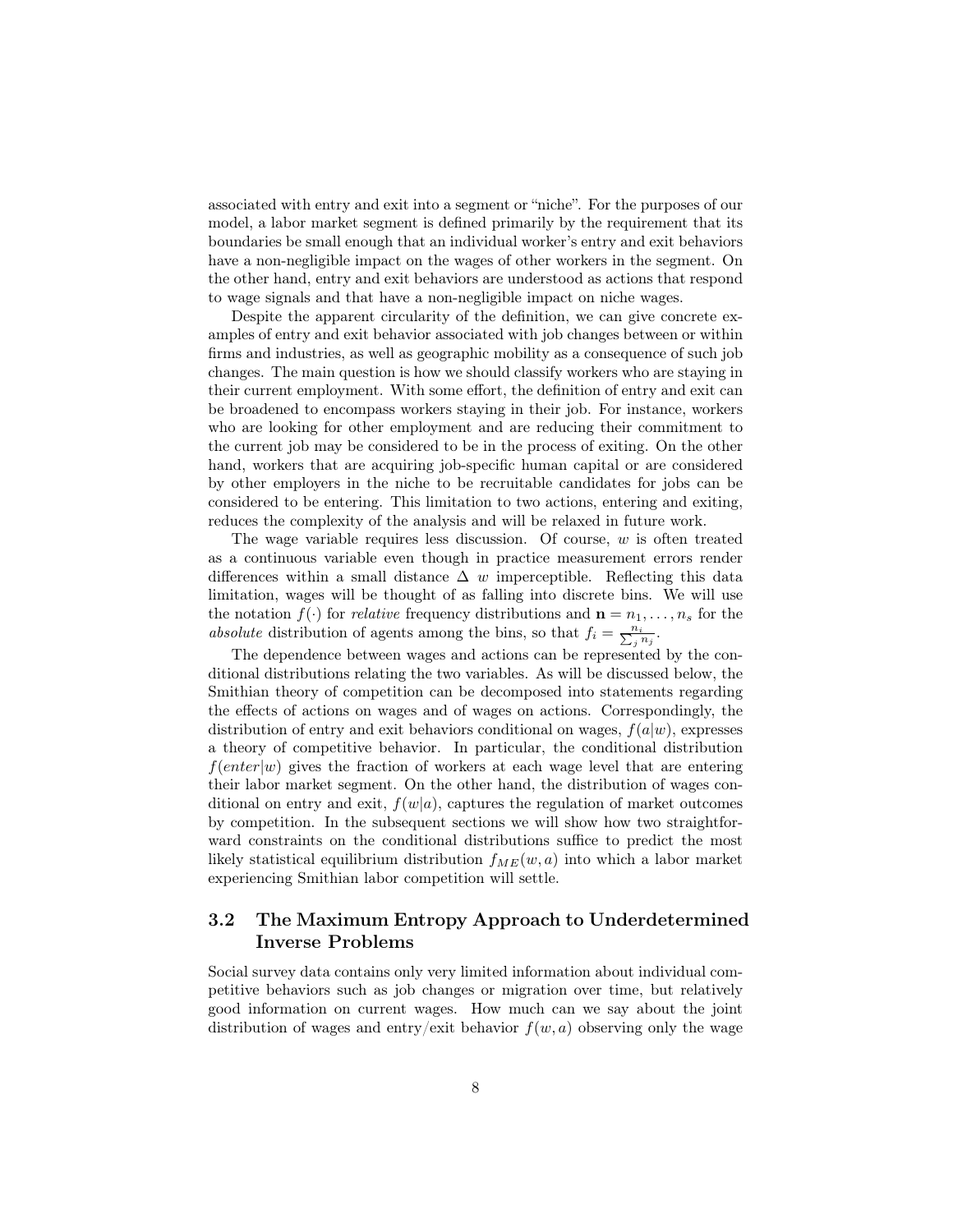associated with entry and exit into a segment or "niche". For the purposes of our model, a labor market segment is defined primarily by the requirement that its boundaries be small enough that an individual worker's entry and exit behaviors have a non-negligible impact on the wages of other workers in the segment. On the other hand, entry and exit behaviors are understood as actions that respond to wage signals and that have a non-negligible impact on niche wages.

Despite the apparent circularity of the definition, we can give concrete examples of entry and exit behavior associated with job changes between or within firms and industries, as well as geographic mobility as a consequence of such job changes. The main question is how we should classify workers who are staying in their current employment. With some effort, the definition of entry and exit can be broadened to encompass workers staying in their job. For instance, workers who are looking for other employment and are reducing their commitment to the current job may be considered to be in the process of exiting. On the other hand, workers that are acquiring job-specific human capital or are considered by other employers in the niche to be recruitable candidates for jobs can be considered to be entering. This limitation to two actions, entering and exiting, reduces the complexity of the analysis and will be relaxed in future work.

The wage variable requires less discussion. Of course, $w$ is often treated as a continuous variable even though in practice measurement errors render differences within a small distance $\Delta\ w$ imperceptible. Reflecting this data limitation, wages will be thought of as falling into discrete bins. We will use the notation $f(\cdot)$ for *relative* frequency distributions and $\mathbf{n} = n_1, \ldots, n_s$ for the *absolute* distribution of agents among the bins, so that $f_i = \frac{n_i}{\sum_j n_j}$.

The dependence between wages and actions can be represented by the conditional distributions relating the two variables. As will be discussed below, the Smithian theory of competition can be decomposed into statements regarding the effects of actions on wages and of wages on actions. Correspondingly, the distribution of entry and exit behaviors conditional on wages, $f(a|w)$, expresses a theory of competitive behavior. In particular, the conditional distribution $f(enter|w)$ gives the fraction of workers at each wage level that are entering their labor market segment. On the other hand, the distribution of wages conditional on entry and exit, $f(w|a)$, captures the regulation of market outcomes by competition. In the subsequent sections we will show how two straightforward constraints on the conditional distributions suffice to predict the most likely statistical equilibrium distribution $f_{ME}(w, a)$ into which a labor market experiencing Smithian labor competition will settle.

## 3.2 The Maximum Entropy Approach to Underdetermined Inverse Problems

Social survey data contains only very limited information about individual competitive behaviors such as job changes or migration over time, but relatively good information on current wages. How much can we say about the joint distribution of wages and entry/exit behavior $f(w, a)$ observing only the wage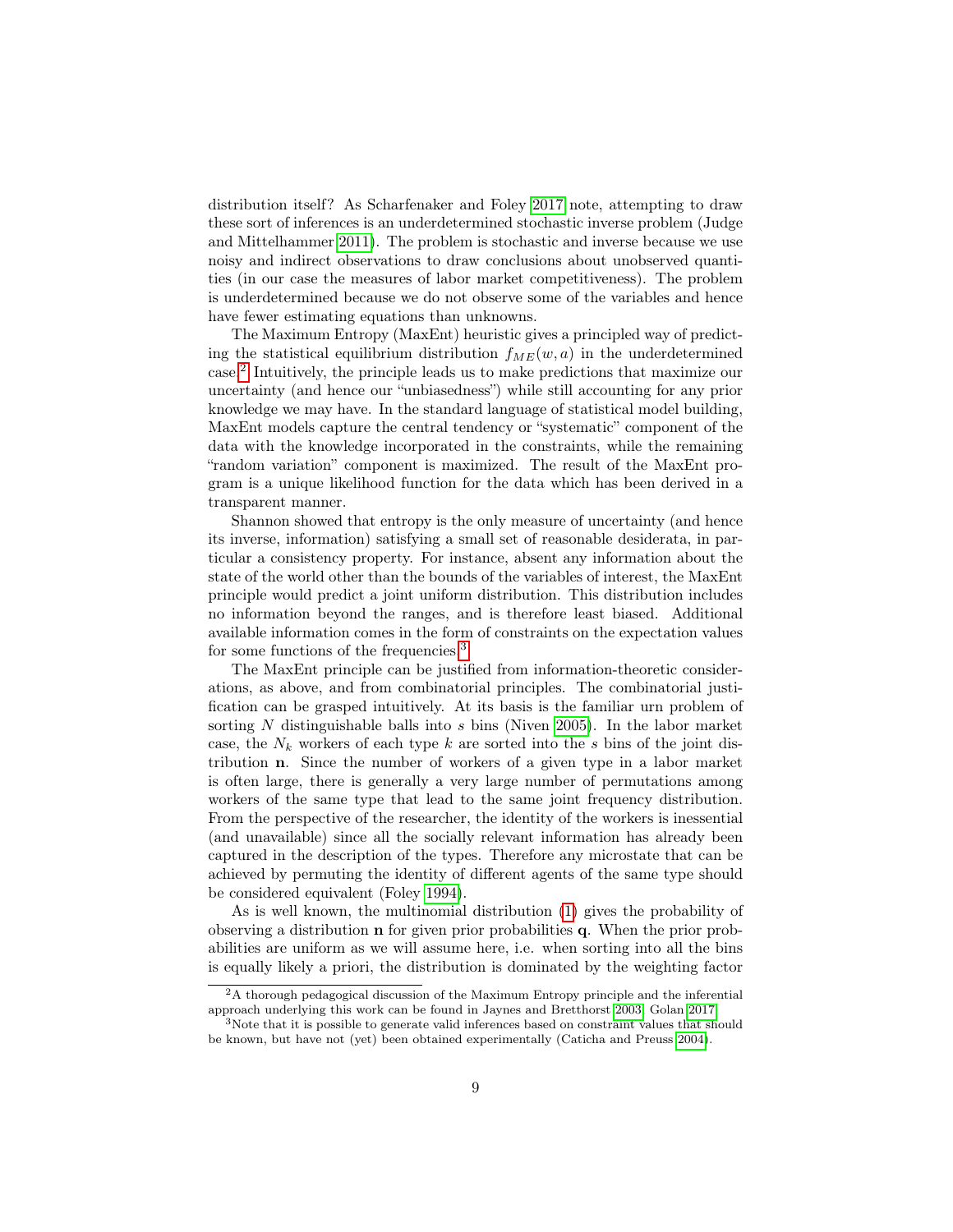distribution itself? As Scharfenaker and Foley 2017 note, attempting to draw these sort of inferences is an underdetermined stochastic inverse problem (Judge and Mittelhammer 2011). The problem is stochastic and inverse because we use noisy and indirect observations to draw conclusions about unobserved quantities (in our case the measures of labor market competitiveness). The problem is underdetermined because we do not observe some of the variables and hence have fewer estimating equations than unknowns.

The Maximum Entropy (MaxEnt) heuristic gives a principled way of predicting the statistical equilibrium distribution $f_{ME}(w, a)$ in the underdetermined case.[2] Intuitively, the principle leads us to make predictions that maximize our uncertainty (and hence our "unbiasedness") while still accounting for any prior knowledge we may have. In the standard language of statistical model building, MaxEnt models capture the central tendency or "systematic" component of the data with the knowledge incorporated in the constraints, while the remaining "random variation" component is maximized. The result of the MaxEnt program is a unique likelihood function for the data which has been derived in a transparent manner.

Shannon showed that entropy is the only measure of uncertainty (and hence its inverse, information) satisfying a small set of reasonable desiderata, in particular a consistency property. For instance, absent any information about the state of the world other than the bounds of the variables of interest, the MaxEnt principle would predict a joint uniform distribution. This distribution includes no information beyond the ranges, and is therefore least biased. Additional available information comes in the form of constraints on the expectation values for some functions of the frequencies.[3]

The MaxEnt principle can be justified from information-theoretic considerations, as above, and from combinatorial principles. The combinatorial justification can be grasped intuitively. At its basis is the familiar urn problem of sorting $N$ distinguishable balls into $s$ bins (Niven 2005). In the labor market case, the $N_k$ workers of each type $k$ are sorted into the $s$ bins of the joint distribution $\mathbf{n}$. Since the number of workers of a given type in a labor market is often large, there is generally a very large number of permutations among workers of the same type that lead to the same joint frequency distribution. From the perspective of the researcher, the identity of the workers is inessential (and unavailable) since all the socially relevant information has already been captured in the description of the types. Therefore any microstate that can be achieved by permuting the identity of different agents of the same type should be considered equivalent (Foley 1994).

As is well known, the multinomial distribution (1) gives the probability of observing a distribution $\mathbf{n}$ for given prior probabilities $\mathbf{q}$. When the prior probabilities are uniform as we will assume here, i.e. when sorting into all the bins is equally likely a priori, the distribution is dominated by the weighting factor

---

[2] A thorough pedagogical discussion of the Maximum Entropy principle and the inferential approach underlying this work can be found in Jaynes and Bretthorst 2003; Golan 2017.

[3] Note that it is possible to generate valid inferences based on constraint values that should be known, but have not (yet) been obtained experimentally (Caticha and Preuss 2004).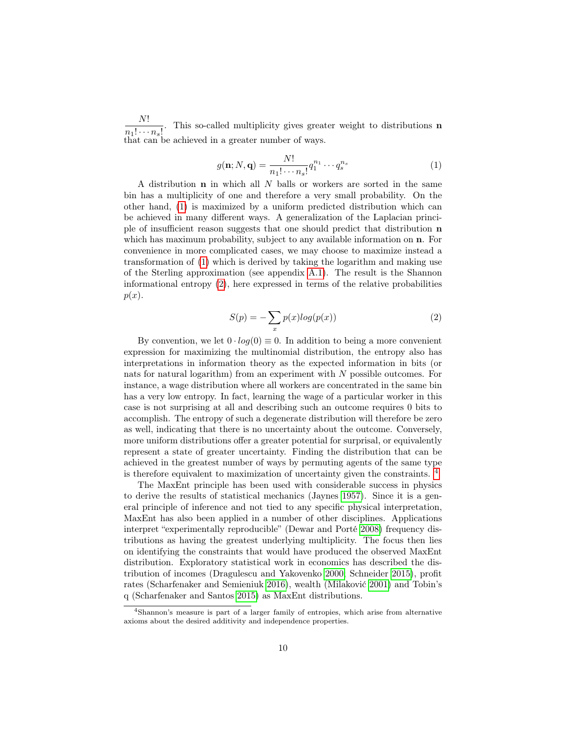$\frac{N!}{n_1! \cdots n_s!}$. This so-called multiplicity gives greater weight to distributions $\mathbf{n}$ that can be achieved in a greater number of ways.

$$g(\mathbf{n}; N, \mathbf{q}) = \frac{N!}{n_1! \cdots n_s!} q_1^{n_1} \cdots q_s^{n_s} \tag{1}$$

A distribution $\mathbf{n}$ in which all $N$ balls or workers are sorted in the same bin has a multiplicity of one and therefore a very small probability. On the other hand, (1) is maximized by a uniform predicted distribution which can be achieved in many different ways. A generalization of the Laplacian principle of insufficient reason suggests that one should predict that distribution $\mathbf{n}$ which has maximum probability, subject to any available information on $\mathbf{n}$. For convenience in more complicated cases, we may choose to maximize instead a transformation of (1) which is derived by taking the logarithm and making use of the Sterling approximation (see appendix A.1). The result is the Shannon informational entropy (2), here expressed in terms of the relative probabilities $p(x)$.

$$S(p) = -\sum_x p(x) log(p(x)) \tag{2}$$

By convention, we let $0 \cdot log(0) \equiv 0$. In addition to being a more convenient expression for maximizing the multinomial distribution, the entropy also has interpretations in information theory as the expected information in bits (or nats for natural logarithm) from an experiment with $N$ possible outcomes. For instance, a wage distribution where all workers are concentrated in the same bin has a very low entropy. In fact, learning the wage of a particular worker in this case is not surprising at all and describing such an outcome requires 0 bits to accomplish. The entropy of such a degenerate distribution will therefore be zero as well, indicating that there is no uncertainty about the outcome. Conversely, more uniform distributions offer a greater potential for surprisal, or equivalently represent a state of greater uncertainty. Finding the distribution that can be achieved in the greatest number of ways by permuting agents of the same type is therefore equivalent to maximization of uncertainty given the constraints. [4]

The MaxEnt principle has been used with considerable success in physics to derive the results of statistical mechanics (Jaynes 1957). Since it is a general principle of inference and not tied to any specific physical interpretation, MaxEnt has also been applied in a number of other disciplines. Applications interpret "experimentally reproducible" (Dewar and Porté 2008) frequency distributions as having the greatest underlying multiplicity. The focus then lies on identifying the constraints that would have produced the observed MaxEnt distribution. Exploratory statistical work in economics has described the distribution of incomes (Dragulescu and Yakovenko 2000, Schneider 2015), profit rates (Scharfenaker and Semieniuk 2016), wealth (Milaković 2001) and Tobin's q (Scharfenaker and Santos 2015) as MaxEnt distributions.

[4] Shannon's measure is part of a larger family of entropies, which arise from alternative axioms about the desired additivity and independence properties.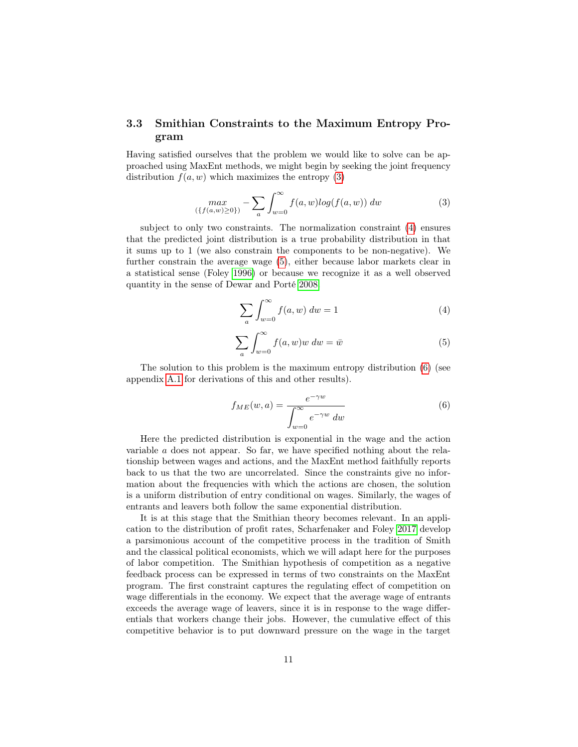### 3.3 Smithian Constraints to the Maximum Entropy Program

Having satisfied ourselves that the problem we would like to solve can be approached using MaxEnt methods, we might begin by seeking the joint frequency distribution $f(a, w)$ which maximizes the entropy (3)

$$\max_{(\{f(a,w)\geq 0\})} -\sum_a \int_{w=0}^{\infty} f(a,w) log(f(a,w))\, dw \tag{3}$$

subject to only two constraints. The normalization constraint (4) ensures that the predicted joint distribution is a true probability distribution in that it sums up to 1 (we also constrain the components to be non-negative). We further constrain the average wage (5), either because labor markets clear in a statistical sense (Foley 1996) or because we recognize it as a well observed quantity in the sense of Dewar and Porté 2008.

$$\sum_a \int_{w=0}^{\infty} f(a,w)\, dw = 1 \tag{4}$$

$$\sum_a \int_{w=0}^{\infty} f(a,w) w\, dw = \bar{w} \tag{5}$$

The solution to this problem is the maximum entropy distribution (6) (see appendix A.1 for derivations of this and other results).

$$f_{ME}(w,a) = \frac{e^{-\gamma w}}{\displaystyle\int_{w=0}^{\infty} e^{-\gamma w}\, dw} \tag{6}$$

Here the predicted distribution is exponential in the wage and the action variable $a$ does not appear. So far, we have specified nothing about the relationship between wages and actions, and the MaxEnt method faithfully reports back to us that the two are uncorrelated. Since the constraints give no information about the frequencies with which the actions are chosen, the solution is a uniform distribution of entry conditional on wages. Similarly, the wages of entrants and leavers both follow the same exponential distribution.

It is at this stage that the Smithian theory becomes relevant. In an application to the distribution of profit rates, Scharfenaker and Foley 2017 develop a parsimonious account of the competitive process in the tradition of Smith and the classical political economists, which we will adapt here for the purposes of labor competition. The Smithian hypothesis of competition as a negative feedback process can be expressed in terms of two constraints on the MaxEnt program. The first constraint captures the regulating effect of competition on wage differentials in the economy. We expect that the average wage of entrants exceeds the average wage of leavers, since it is in response to the wage differentials that workers change their jobs. However, the cumulative effect of this competitive behavior is to put downward pressure on the wage in the target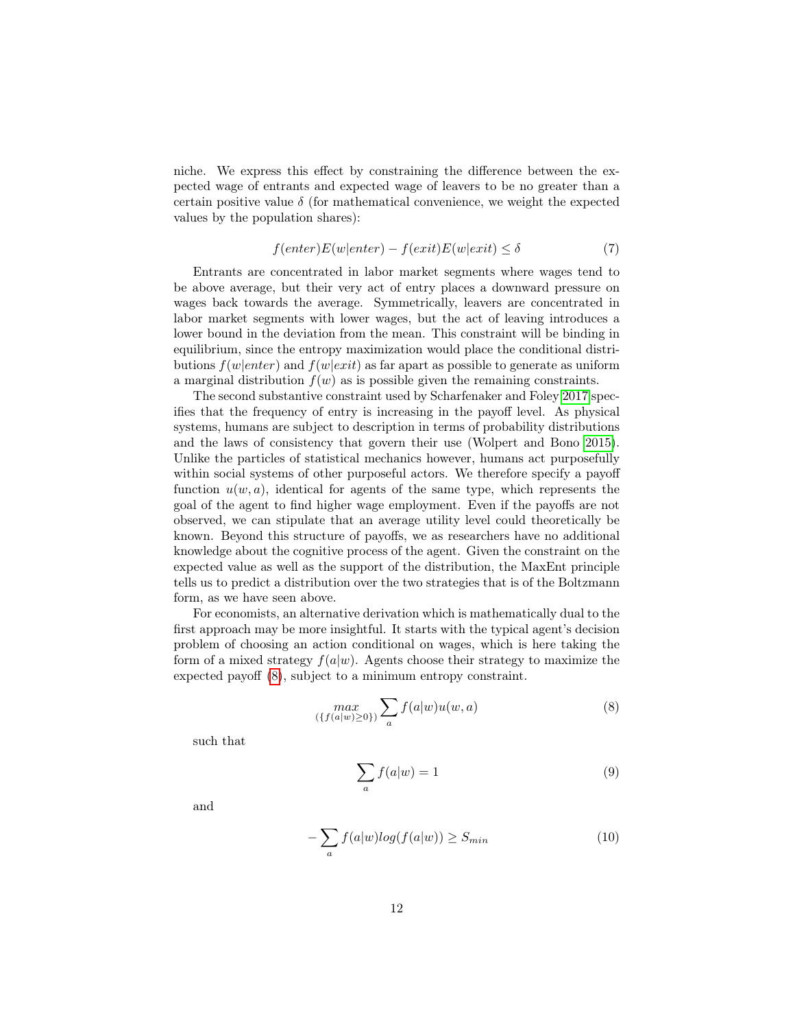niche. We express this effect by constraining the difference between the expected wage of entrants and expected wage of leavers to be no greater than a certain positive value $\delta$ (for mathematical convenience, we weight the expected values by the population shares):

$$f(enter)E(w|enter) - f(exit)E(w|exit) \leq \delta \tag{7}$$

Entrants are concentrated in labor market segments where wages tend to be above average, but their very act of entry places a downward pressure on wages back towards the average. Symmetrically, leavers are concentrated in labor market segments with lower wages, but the act of leaving introduces a lower bound in the deviation from the mean. This constraint will be binding in equilibrium, since the entropy maximization would place the conditional distributions $f(w|enter)$ and $f(w|exit)$ as far apart as possible to generate as uniform a marginal distribution $f(w)$ as is possible given the remaining constraints.

The second substantive constraint used by Scharfenaker and Foley 2017 specifies that the frequency of entry is increasing in the payoff level. As physical systems, humans are subject to description in terms of probability distributions and the laws of consistency that govern their use (Wolpert and Bono 2015). Unlike the particles of statistical mechanics however, humans act purposefully within social systems of other purposeful actors. We therefore specify a payoff function $u(w, a)$, identical for agents of the same type, which represents the goal of the agent to find higher wage employment. Even if the payoffs are not observed, we can stipulate that an average utility level could theoretically be known. Beyond this structure of payoffs, we as researchers have no additional knowledge about the cognitive process of the agent. Given the constraint on the expected value as well as the support of the distribution, the MaxEnt principle tells us to predict a distribution over the two strategies that is of the Boltzmann form, as we have seen above.

For economists, an alternative derivation which is mathematically dual to the first approach may be more insightful. It starts with the typical agent's decision problem of choosing an action conditional on wages, which is here taking the form of a mixed strategy $f(a|w)$. Agents choose their strategy to maximize the expected payoff (8), subject to a minimum entropy constraint.

$$\max_{(\{f(a|w) \geq 0\})} \sum_a f(a|w)u(w, a) \tag{8}$$

such that

$$\sum_a f(a|w) = 1 \tag{9}$$

and

$$-\sum_a f(a|w)log(f(a|w)) \geq S_{min} \tag{10}$$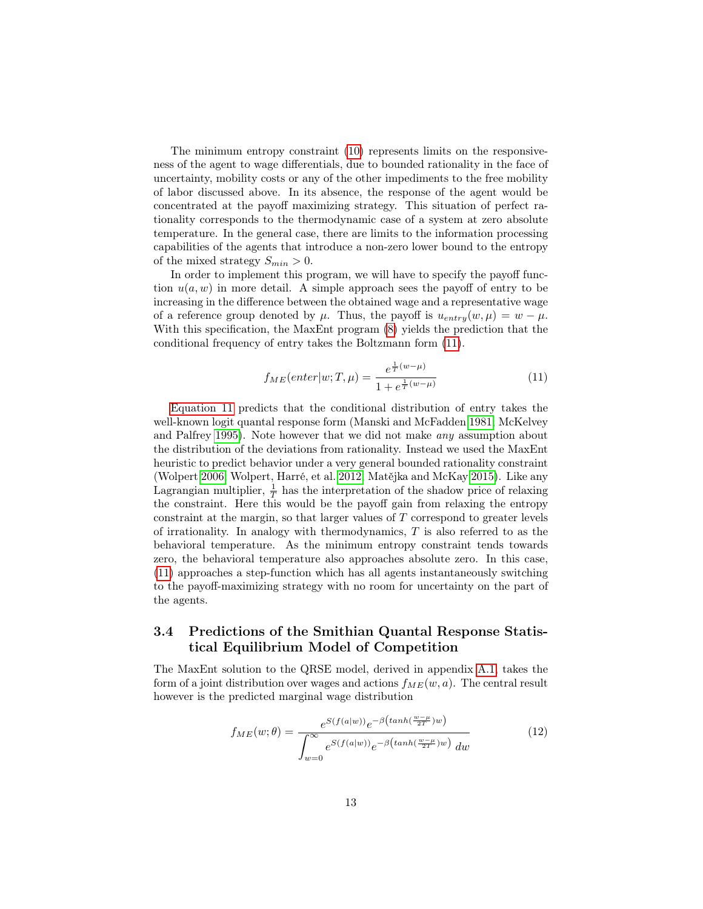The minimum entropy constraint (10) represents limits on the responsiveness of the agent to wage differentials, due to bounded rationality in the face of uncertainty, mobility costs or any of the other impediments to the free mobility of labor discussed above. In its absence, the response of the agent would be concentrated at the payoff maximizing strategy. This situation of perfect rationality corresponds to the thermodynamic case of a system at zero absolute temperature. In the general case, there are limits to the information processing capabilities of the agents that introduce a non-zero lower bound to the entropy of the mixed strategy $S_{min} > 0$.

In order to implement this program, we will have to specify the payoff function $u(a, w)$ in more detail. A simple approach sees the payoff of entry to be increasing in the difference between the obtained wage and a representative wage of a reference group denoted by $\mu$. Thus, the payoff is $u_{entry}(w, \mu) = w - \mu$. With this specification, the MaxEnt program (8) yields the prediction that the conditional frequency of entry takes the Boltzmann form (11).

$$f_{ME}(enter|w; T, \mu) = \frac{e^{\frac{1}{T}(w-\mu)}}{1 + e^{\frac{1}{T}(w-\mu)}} \tag{11}$$

Equation 11 predicts that the conditional distribution of entry takes the well-known logit quantal response form (Manski and McFadden 1981; McKelvey and Palfrey 1995). Note however that we did not make *any* assumption about the distribution of the deviations from rationality. Instead we used the MaxEnt heuristic to predict behavior under a very general bounded rationality constraint (Wolpert 2006; Wolpert, Harré, et al. 2012; Matějka and McKay 2015). Like any Lagrangian multiplier, $\frac{1}{T}$ has the interpretation of the shadow price of relaxing the constraint. Here this would be the payoff gain from relaxing the entropy constraint at the margin, so that larger values of $T$ correspond to greater levels of irrationality. In analogy with thermodynamics, $T$ is also referred to as the behavioral temperature. As the minimum entropy constraint tends towards zero, the behavioral temperature also approaches absolute zero. In this case, (11) approaches a step-function which has all agents instantaneously switching to the payoff-maximizing strategy with no room for uncertainty on the part of the agents.

### 3.4 Predictions of the Smithian Quantal Response Statistical Equilibrium Model of Competition

The MaxEnt solution to the QRSE model, derived in appendix A.1, takes the form of a joint distribution over wages and actions $f_{ME}(w, a)$. The central result however is the predicted marginal wage distribution

$$f_{ME}(w; \theta) = \frac{e^{S(f(a|w))} e^{-\beta\left(tanh(\frac{w-\mu}{2T})w\right)}}{\int_{w=0}^{\infty} e^{S(f(a|w))} e^{-\beta\left(tanh(\frac{w-\mu}{2T})w\right)} \, dw} \tag{12}$$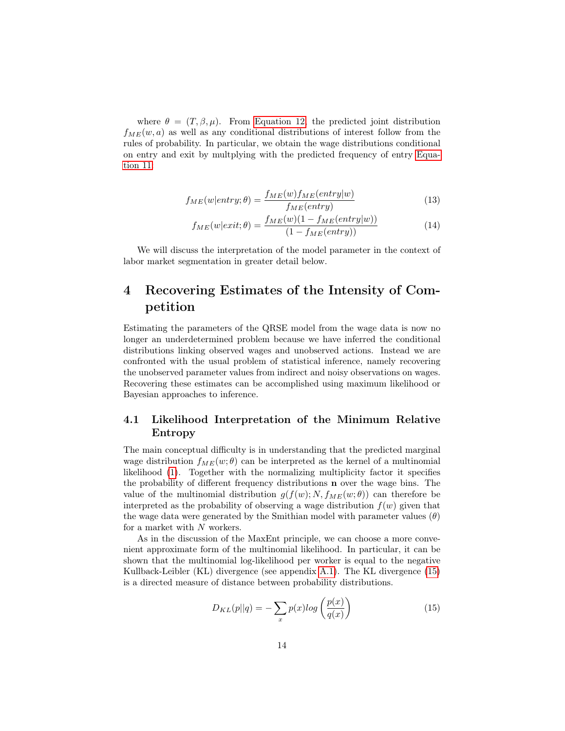where $\theta = (T, \beta, \mu)$. From Equation 12, the predicted joint distribution $f_{ME}(w, a)$ as well as any conditional distributions of interest follow from the rules of probability. In particular, we obtain the wage distributions conditional on entry and exit by multplying with the predicted frequency of entry Equation 11.

$$f_{ME}(w|entry; \theta) = \frac{f_{ME}(w) f_{ME}(entry|w)}{f_{ME}(entry)} \tag{13}$$

$$f_{ME}(w|exit; \theta) = \frac{f_{ME}(w)(1 - f_{ME}(entry|w))}{(1 - f_{ME}(entry))} \tag{14}$$

We will discuss the interpretation of the model parameter in the context of labor market segmentation in greater detail below.

# 4 Recovering Estimates of the Intensity of Competition

Estimating the parameters of the QRSE model from the wage data is now no longer an underdetermined problem because we have inferred the conditional distributions linking observed wages and unobserved actions. Instead we are confronted with the usual problem of statistical inference, namely recovering the unobserved parameter values from indirect and noisy observations on wages. Recovering these estimates can be accomplished using maximum likelihood or Bayesian approaches to inference.

## 4.1 Likelihood Interpretation of the Minimum Relative Entropy

The main conceptual difficulty is in understanding that the predicted marginal wage distribution $f_{ME}(w; \theta)$ can be interpreted as the kernel of a multinomial likelihood (1). Together with the normalizing multiplicity factor it specifies the probability of different frequency distributions $\mathbf{n}$ over the wage bins. The value of the multinomial distribution $g(f(w); N, f_{ME}(w; \theta))$ can therefore be interpreted as the probability of observing a wage distribution $f(w)$ given that the wage data were generated by the Smithian model with parameter values $(\theta)$ for a market with $N$ workers.

As in the discussion of the MaxEnt principle, we can choose a more convenient approximate form of the multinomial likelihood. In particular, it can be shown that the multinomial log-likelihood per worker is equal to the negative Kullback-Leibler (KL) divergence (see appendix A.1). The KL divergence (15) is a directed measure of distance between probability distributions.

$$D_{KL}(p||q) = -\sum_{x} p(x) log\left(\frac{p(x)}{q(x)}\right) \tag{15}$$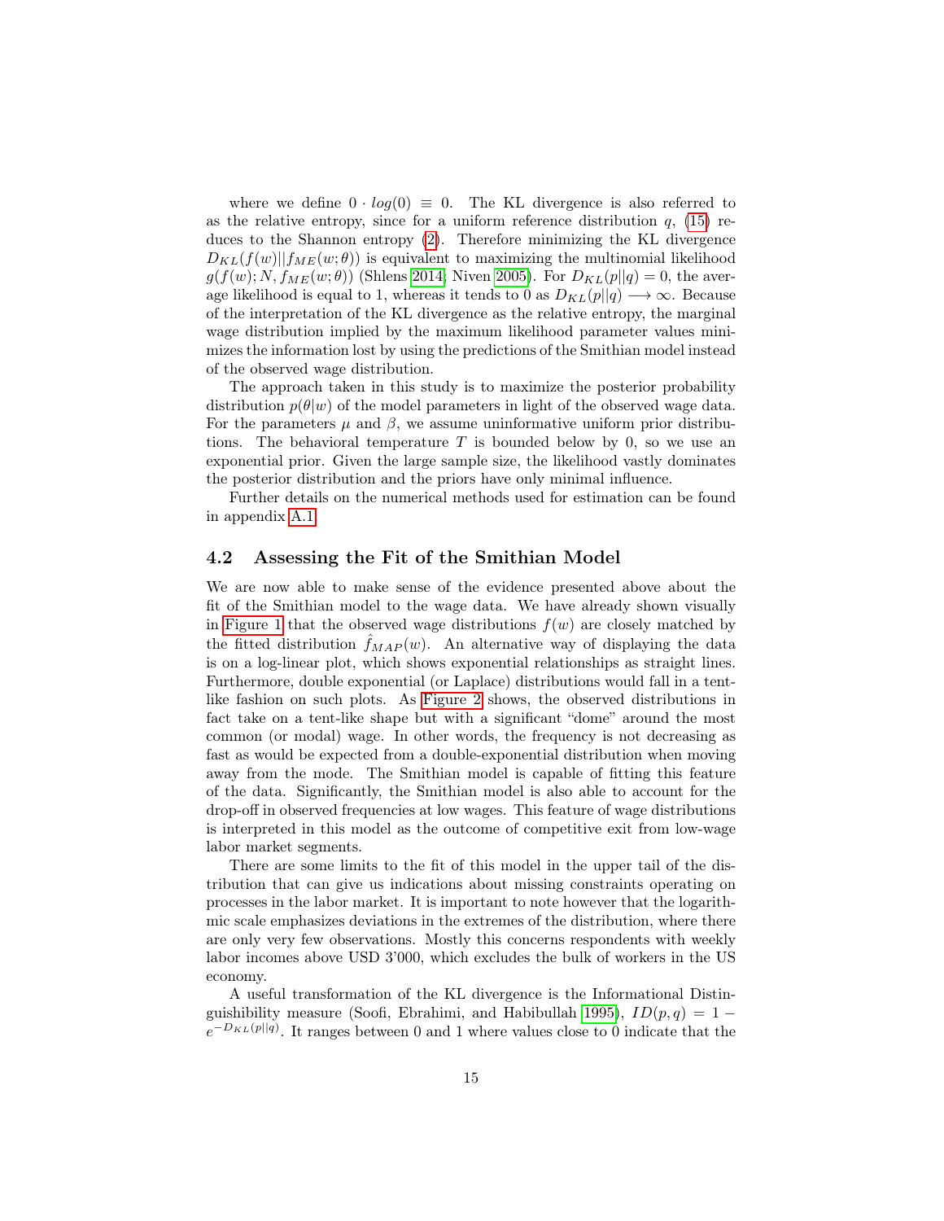where we define $0 \cdot log(0) \equiv 0$. The KL divergence is also referred to as the relative entropy, since for a uniform reference distribution $q$, (15) reduces to the Shannon entropy (2). Therefore minimizing the KL divergence $D_{KL}(f(w)||f_{ME}(w;\theta))$ is equivalent to maximizing the multinomial likelihood $g(f(w); N, f_{ME}(w;\theta))$ (Shlens 2014; Niven 2005). For $D_{KL}(p||q) = 0$, the average likelihood is equal to 1, whereas it tends to 0 as $D_{KL}(p||q) \longrightarrow \infty$. Because of the interpretation of the KL divergence as the relative entropy, the marginal wage distribution implied by the maximum likelihood parameter values minimizes the information lost by using the predictions of the Smithian model instead of the observed wage distribution.

The approach taken in this study is to maximize the posterior probability distribution $p(\theta|w)$ of the model parameters in light of the observed wage data. For the parameters $\mu$ and $\beta$, we assume uninformative uniform prior distributions. The behavioral temperature $T$ is bounded below by 0, so we use an exponential prior. Given the large sample size, the likelihood vastly dominates the posterior distribution and the priors have only minimal influence.

Further details on the numerical methods used for estimation can be found in appendix A.1.

## 4.2 Assessing the Fit of the Smithian Model

We are now able to make sense of the evidence presented above about the fit of the Smithian model to the wage data. We have already shown visually in Figure 1 that the observed wage distributions $f(w)$ are closely matched by the fitted distribution $\hat{f}_{MAP}(w)$. An alternative way of displaying the data is on a log-linear plot, which shows exponential relationships as straight lines. Furthermore, double exponential (or Laplace) distributions would fall in a tent-like fashion on such plots. As Figure 2 shows, the observed distributions in fact take on a tent-like shape but with a significant "dome" around the most common (or modal) wage. In other words, the frequency is not decreasing as fast as would be expected from a double-exponential distribution when moving away from the mode. The Smithian model is capable of fitting this feature of the data. Significantly, the Smithian model is also able to account for the drop-off in observed frequencies at low wages. This feature of wage distributions is interpreted in this model as the outcome of competitive exit from low-wage labor market segments.

There are some limits to the fit of this model in the upper tail of the distribution that can give us indications about missing constraints operating on processes in the labor market. It is important to note however that the logarithmic scale emphasizes deviations in the extremes of the distribution, where there are only very few observations. Mostly this concerns respondents with weekly labor incomes above USD 3'000, which excludes the bulk of workers in the US economy.

A useful transformation of the KL divergence is the Informational Distinguishability measure (Soofi, Ebrahimi, and Habibullah 1995), $ID(p,q) = 1 - e^{-D_{KL}(p||q)}$. It ranges between 0 and 1 where values close to 0 indicate that the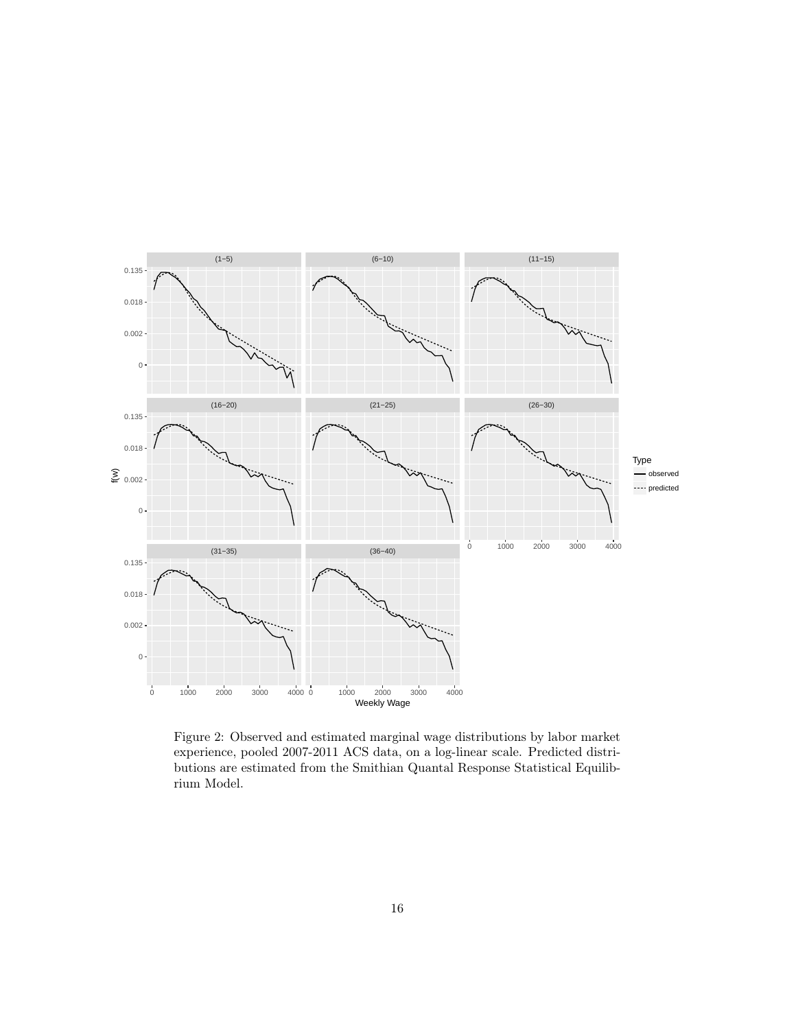Figure 2: Observed and estimated marginal wage distributions by labor market experience, pooled 2007-2011 ACS data, on a log-linear scale. Predicted distributions are estimated from the Smithian Quantal Response Statistical Equilibrium Model.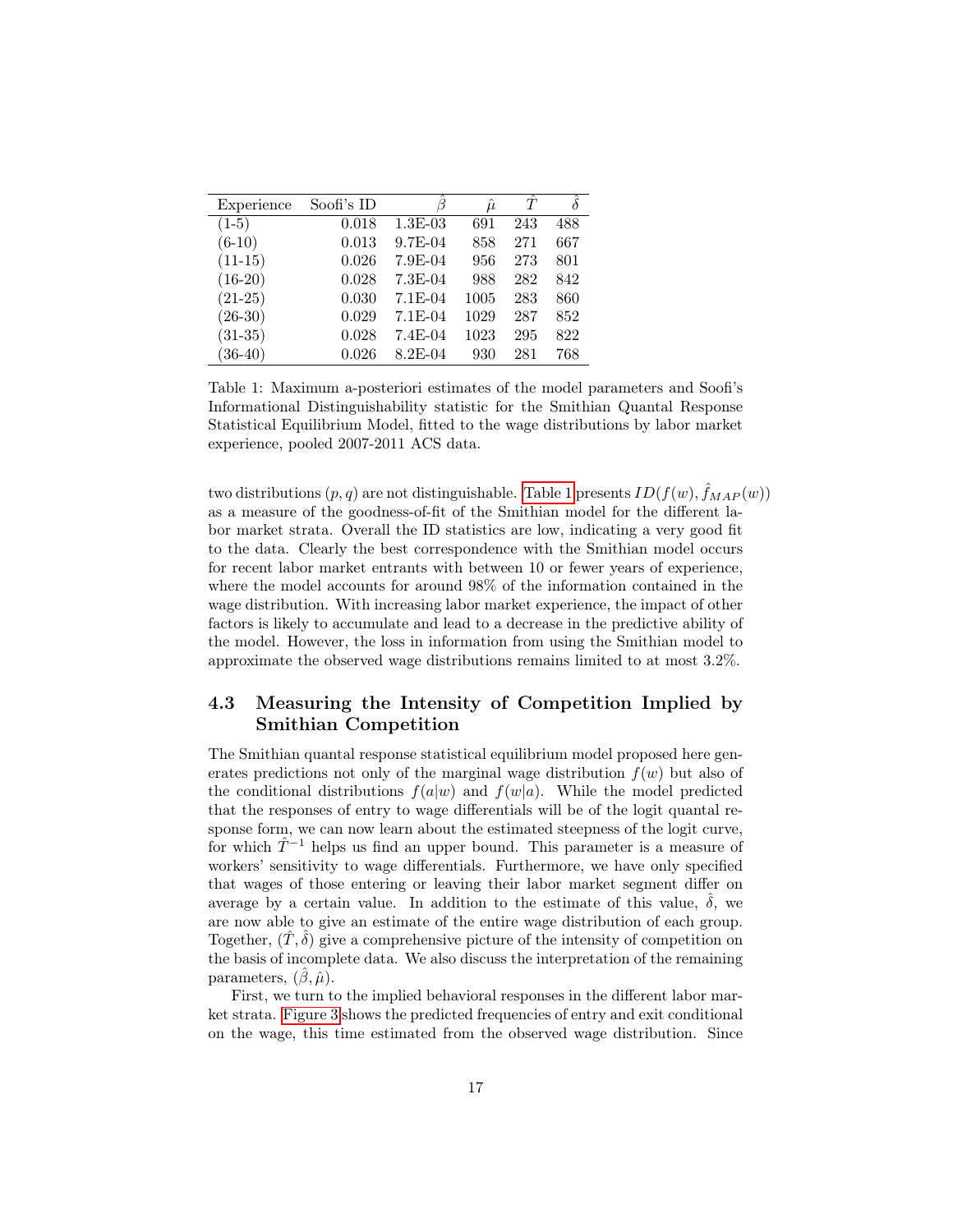| Experience | Soofi's ID | $\hat{\beta}$ | $\hat{\mu}$ | $\hat{T}$ | $\hat{\delta}$ |
|---|---|---|---|---|---|
| (1-5) | 0.018 | 1.3E-03 | 691 | 243 | 488 |
| (6-10) | 0.013 | 9.7E-04 | 858 | 271 | 667 |
| (11-15) | 0.026 | 7.9E-04 | 956 | 273 | 801 |
| (16-20) | 0.028 | 7.3E-04 | 988 | 282 | 842 |
| (21-25) | 0.030 | 7.1E-04 | 1005 | 283 | 860 |
| (26-30) | 0.029 | 7.1E-04 | 1029 | 287 | 852 |
| (31-35) | 0.028 | 7.4E-04 | 1023 | 295 | 822 |
| (36-40) | 0.026 | 8.2E-04 | 930 | 281 | 768 |

Table 1: Maximum a-posteriori estimates of the model parameters and Soofi's Informational Distinguishability statistic for the Smithian Quantal Response Statistical Equilibrium Model, fitted to the wage distributions by labor market experience, pooled 2007-2011 ACS data.

two distributions $(p, q)$ are not distinguishable. Table 1 presents $ID(f(w), \hat{f}_{MAP}(w))$ as a measure of the goodness-of-fit of the Smithian model for the different labor market strata. Overall the ID statistics are low, indicating a very good fit to the data. Clearly the best correspondence with the Smithian model occurs for recent labor market entrants with between 10 or fewer years of experience, where the model accounts for around 98% of the information contained in the wage distribution. With increasing labor market experience, the impact of other factors is likely to accumulate and lead to a decrease in the predictive ability of the model. However, the loss in information from using the Smithian model to approximate the observed wage distributions remains limited to at most 3.2%.

## 4.3 Measuring the Intensity of Competition Implied by Smithian Competition

The Smithian quantal response statistical equilibrium model proposed here generates predictions not only of the marginal wage distribution $f(w)$ but also of the conditional distributions $f(a|w)$ and $f(w|a)$. While the model predicted that the responses of entry to wage differentials will be of the logit quantal response form, we can now learn about the estimated steepness of the logit curve, for which $\hat{T}^{-1}$ helps us find an upper bound. This parameter is a measure of workers' sensitivity to wage differentials. Furthermore, we have only specified that wages of those entering or leaving their labor market segment differ on average by a certain value. In addition to the estimate of this value, $\hat{\delta}$, we are now able to give an estimate of the entire wage distribution of each group. Together, $(\hat{T}, \hat{\delta})$ give a comprehensive picture of the intensity of competition on the basis of incomplete data. We also discuss the interpretation of the remaining parameters, $(\hat{\beta}, \hat{\mu})$.

First, we turn to the implied behavioral responses in the different labor market strata. Figure 3 shows the predicted frequencies of entry and exit conditional on the wage, this time estimated from the observed wage distribution. Since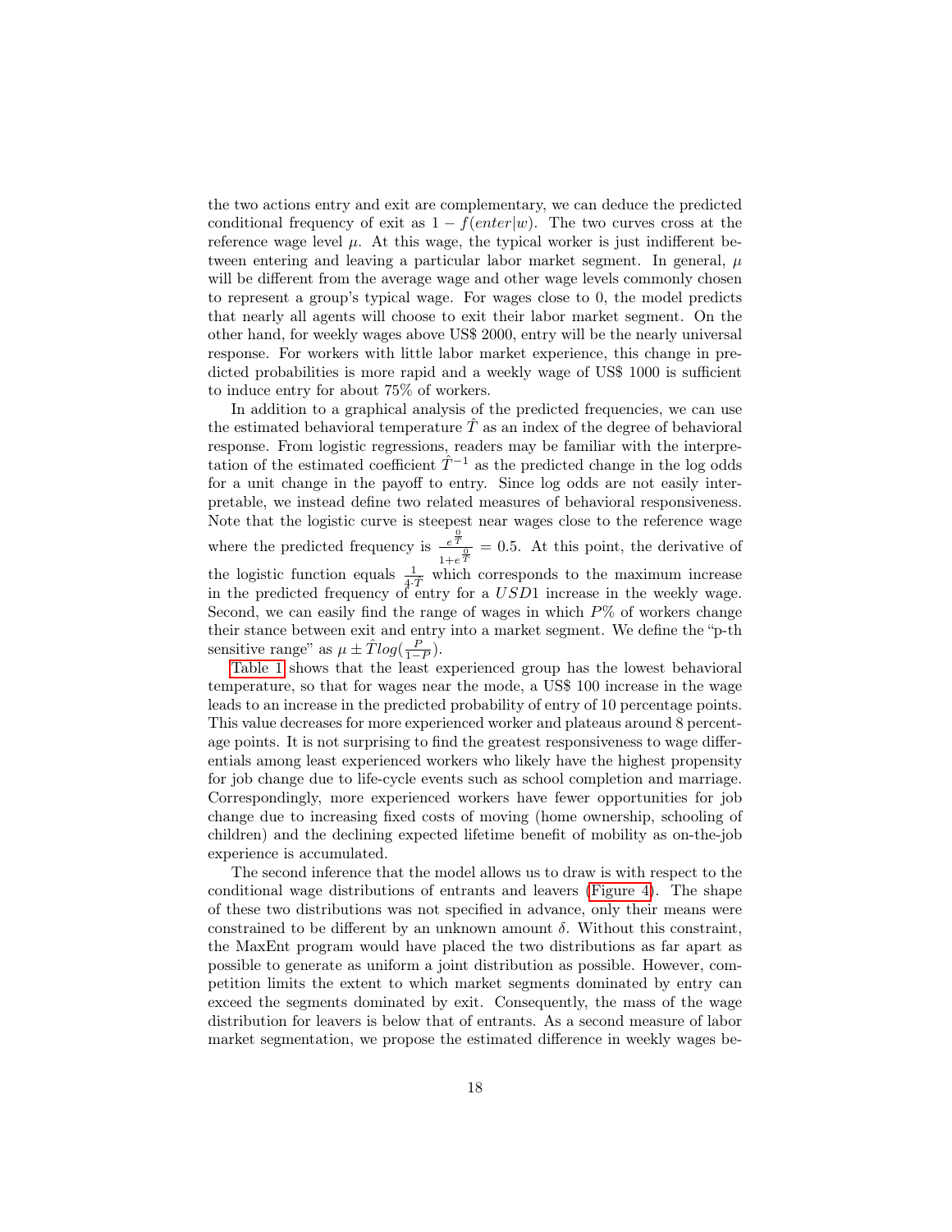the two actions entry and exit are complementary, we can deduce the predicted conditional frequency of exit as $1 - f(enter|w)$. The two curves cross at the reference wage level $\mu$. At this wage, the typical worker is just indifferent between entering and leaving a particular labor market segment. In general, $\mu$ will be different from the average wage and other wage levels commonly chosen to represent a group's typical wage. For wages close to 0, the model predicts that nearly all agents will choose to exit their labor market segment. On the other hand, for weekly wages above US$ 2000, entry will be the nearly universal response. For workers with little labor market experience, this change in predicted probabilities is more rapid and a weekly wage of US$ 1000 is sufficient to induce entry for about 75% of workers.

In addition to a graphical analysis of the predicted frequencies, we can use the estimated behavioral temperature $\hat{T}$ as an index of the degree of behavioral response. From logistic regressions, readers may be familiar with the interpretation of the estimated coefficient $\hat{T}^{-1}$ as the predicted change in the log odds for a unit change in the payoff to entry. Since log odds are not easily interpretable, we instead define two related measures of behavioral responsiveness. Note that the logistic curve is steepest near wages close to the reference wage where the predicted frequency is $\frac{e^{\frac{0}{T}}}{1+e^{\frac{0}{T}}} = 0.5$. At this point, the derivative of the logistic function equals $\frac{1}{4 \cdot \hat{T}}$ which corresponds to the maximum increase in the predicted frequency of entry for a $USD1$ increase in the weekly wage. Second, we can easily find the range of wages in which $P$% of workers change their stance between exit and entry into a market segment. We define the "p-th sensitive range" as $\mu \pm \hat{T} log(\frac{P}{1-P})$.

Table 1 shows that the least experienced group has the lowest behavioral temperature, so that for wages near the mode, a US$ 100 increase in the wage leads to an increase in the predicted probability of entry of 10 percentage points. This value decreases for more experienced worker and plateaus around 8 percentage points. It is not surprising to find the greatest responsiveness to wage differentials among least experienced workers who likely have the highest propensity for job change due to life-cycle events such as school completion and marriage. Correspondingly, more experienced workers have fewer opportunities for job change due to increasing fixed costs of moving (home ownership, schooling of children) and the declining expected lifetime benefit of mobility as on-the-job experience is accumulated.

The second inference that the model allows us to draw is with respect to the conditional wage distributions of entrants and leavers (Figure 4). The shape of these two distributions was not specified in advance, only their means were constrained to be different by an unknown amount $\delta$. Without this constraint, the MaxEnt program would have placed the two distributions as far apart as possible to generate as uniform a joint distribution as possible. However, competition limits the extent to which market segments dominated by entry can exceed the segments dominated by exit. Consequently, the mass of the wage distribution for leavers is below that of entrants. As a second measure of labor market segmentation, we propose the estimated difference in weekly wages be-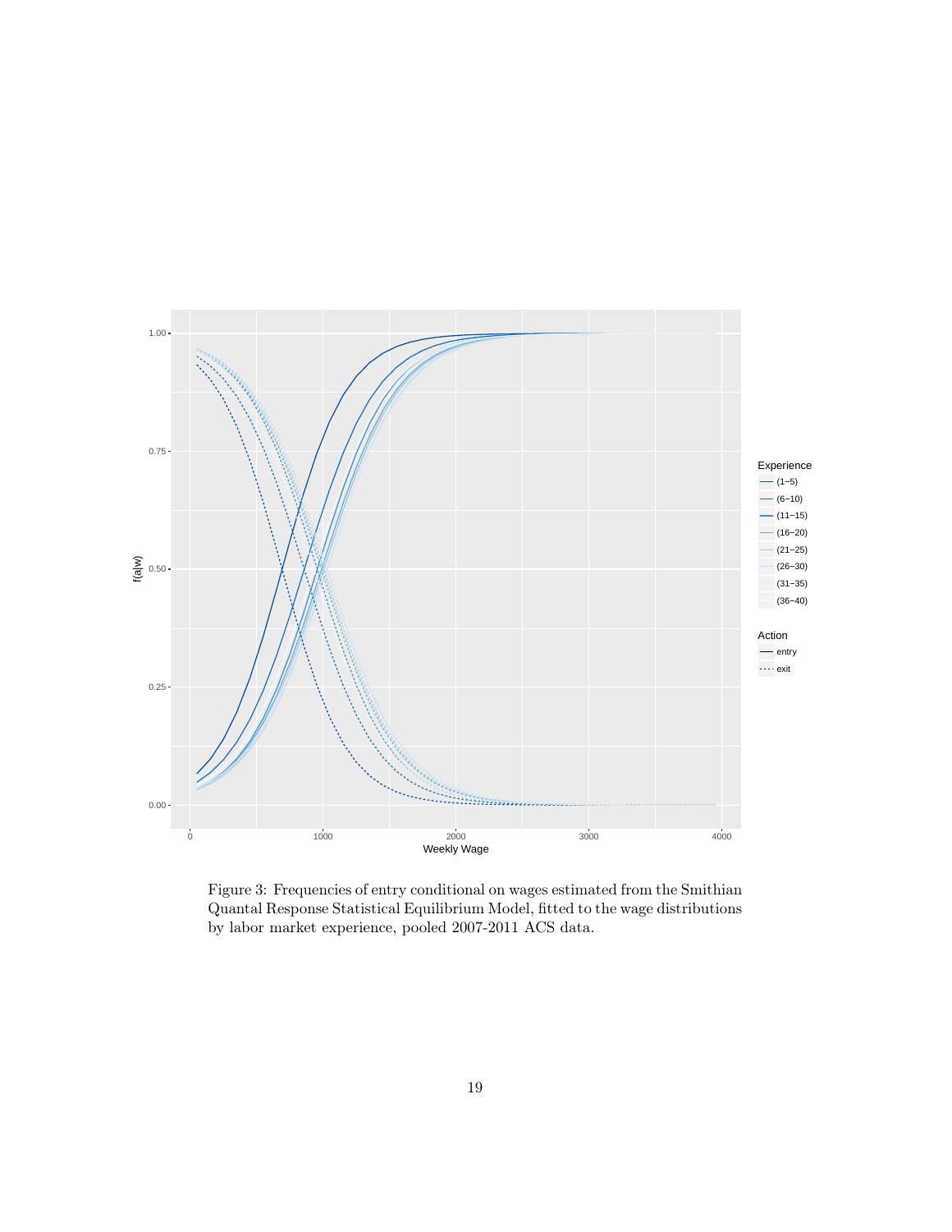Figure 3: Frequencies of entry conditional on wages estimated from the Smithian Quantal Response Statistical Equilibrium Model, fitted to the wage distributions by labor market experience, pooled 2007-2011 ACS data.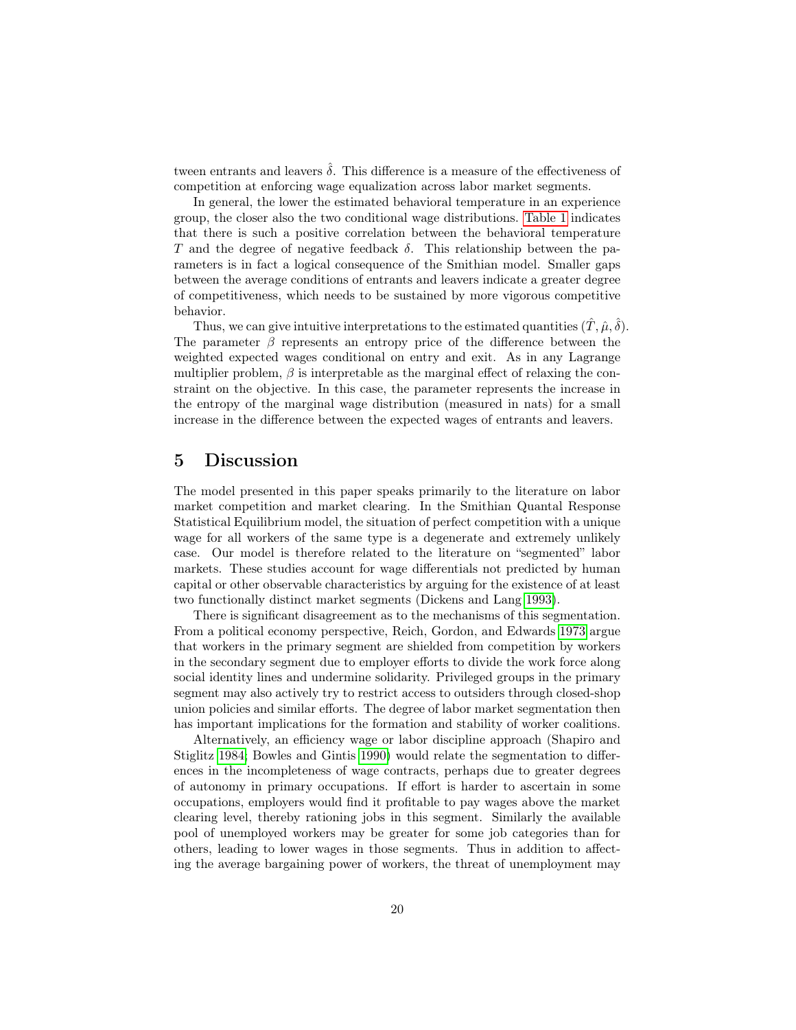tween entrants and leavers $\hat{\delta}$. This difference is a measure of the effectiveness of competition at enforcing wage equalization across labor market segments.

In general, the lower the estimated behavioral temperature in an experience group, the closer also the two conditional wage distributions. Table 1 indicates that there is such a positive correlation between the behavioral temperature $T$ and the degree of negative feedback $\delta$. This relationship between the parameters is in fact a logical consequence of the Smithian model. Smaller gaps between the average conditions of entrants and leavers indicate a greater degree of competitiveness, which needs to be sustained by more vigorous competitive behavior.

Thus, we can give intuitive interpretations to the estimated quantities $(\hat{T}, \hat{\mu}, \hat{\delta})$. The parameter $\beta$ represents an entropy price of the difference between the weighted expected wages conditional on entry and exit. As in any Lagrange multiplier problem, $\beta$ is interpretable as the marginal effect of relaxing the constraint on the objective. In this case, the parameter represents the increase in the entropy of the marginal wage distribution (measured in nats) for a small increase in the difference between the expected wages of entrants and leavers.

## 5 Discussion

The model presented in this paper speaks primarily to the literature on labor market competition and market clearing. In the Smithian Quantal Response Statistical Equilibrium model, the situation of perfect competition with a unique wage for all workers of the same type is a degenerate and extremely unlikely case. Our model is therefore related to the literature on "segmented" labor markets. These studies account for wage differentials not predicted by human capital or other observable characteristics by arguing for the existence of at least two functionally distinct market segments (Dickens and Lang 1993).

There is significant disagreement as to the mechanisms of this segmentation. From a political economy perspective, Reich, Gordon, and Edwards 1973 argue that workers in the primary segment are shielded from competition by workers in the secondary segment due to employer efforts to divide the work force along social identity lines and undermine solidarity. Privileged groups in the primary segment may also actively try to restrict access to outsiders through closed-shop union policies and similar efforts. The degree of labor market segmentation then has important implications for the formation and stability of worker coalitions.

Alternatively, an efficiency wage or labor discipline approach (Shapiro and Stiglitz 1984; Bowles and Gintis 1990) would relate the segmentation to differences in the incompleteness of wage contracts, perhaps due to greater degrees of autonomy in primary occupations. If effort is harder to ascertain in some occupations, employers would find it profitable to pay wages above the market clearing level, thereby rationing jobs in this segment. Similarly the available pool of unemployed workers may be greater for some job categories than for others, leading to lower wages in those segments. Thus in addition to affecting the average bargaining power of workers, the threat of unemployment may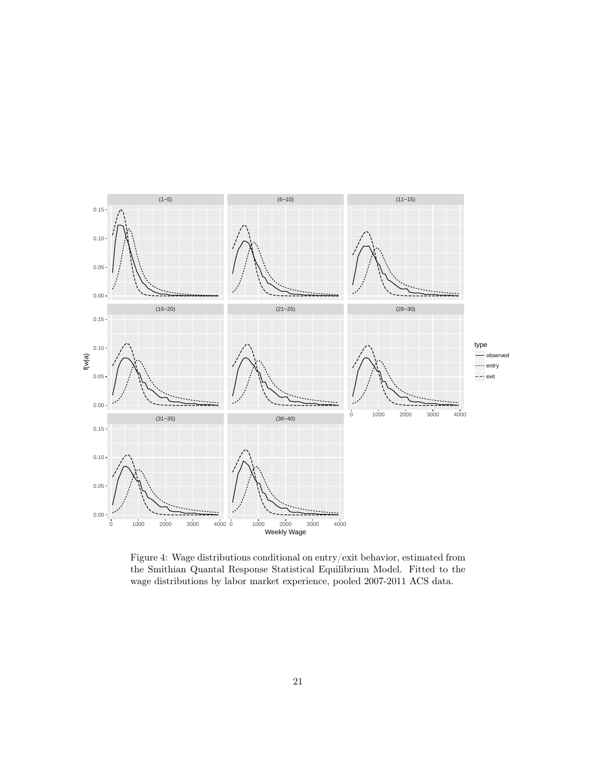Figure 4: Wage distributions conditional on entry/exit behavior, estimated from the Smithian Quantal Response Statistical Equilibrium Model. Fitted to the wage distributions by labor market experience, pooled 2007-2011 ACS data.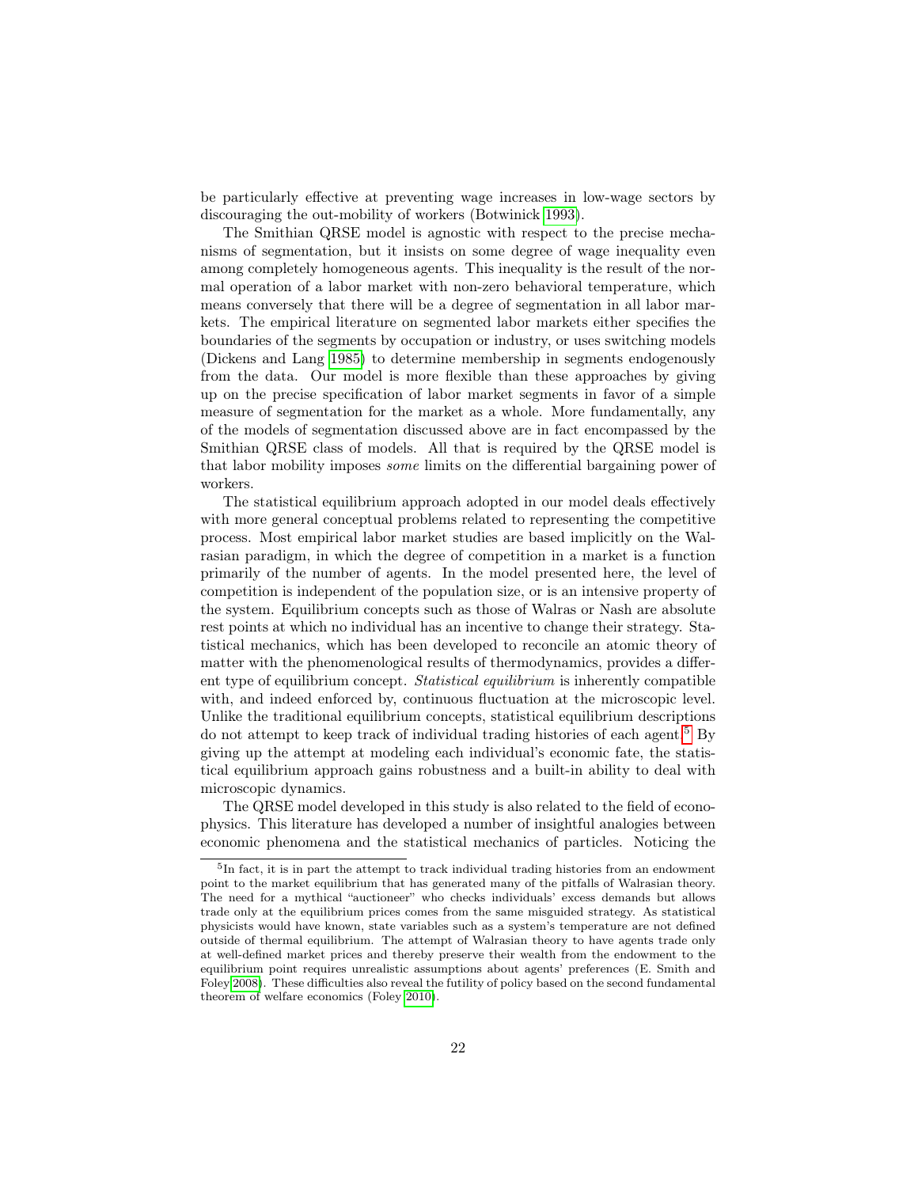be particularly effective at preventing wage increases in low-wage sectors by discouraging the out-mobility of workers (Botwinick 1993).

The Smithian QRSE model is agnostic with respect to the precise mechanisms of segmentation, but it insists on some degree of wage inequality even among completely homogeneous agents. This inequality is the result of the normal operation of a labor market with non-zero behavioral temperature, which means conversely that there will be a degree of segmentation in all labor markets. The empirical literature on segmented labor markets either specifies the boundaries of the segments by occupation or industry, or uses switching models (Dickens and Lang 1985) to determine membership in segments endogenously from the data. Our model is more flexible than these approaches by giving up on the precise specification of labor market segments in favor of a simple measure of segmentation for the market as a whole. More fundamentally, any of the models of segmentation discussed above are in fact encompassed by the Smithian QRSE class of models. All that is required by the QRSE model is that labor mobility imposes *some* limits on the differential bargaining power of workers.

The statistical equilibrium approach adopted in our model deals effectively with more general conceptual problems related to representing the competitive process. Most empirical labor market studies are based implicitly on the Walrasian paradigm, in which the degree of competition in a market is a function primarily of the number of agents. In the model presented here, the level of competition is independent of the population size, or is an intensive property of the system. Equilibrium concepts such as those of Walras or Nash are absolute rest points at which no individual has an incentive to change their strategy. Statistical mechanics, which has been developed to reconcile an atomic theory of matter with the phenomenological results of thermodynamics, provides a different type of equilibrium concept. *Statistical equilibrium* is inherently compatible with, and indeed enforced by, continuous fluctuation at the microscopic level. Unlike the traditional equilibrium concepts, statistical equilibrium descriptions do not attempt to keep track of individual trading histories of each agent.[5] By giving up the attempt at modeling each individual's economic fate, the statistical equilibrium approach gains robustness and a built-in ability to deal with microscopic dynamics.

The QRSE model developed in this study is also related to the field of econophysics. This literature has developed a number of insightful analogies between economic phenomena and the statistical mechanics of particles. Noticing the

[5] In fact, it is in part the attempt to track individual trading histories from an endowment point to the market equilibrium that has generated many of the pitfalls of Walrasian theory. The need for a mythical "auctioneer" who checks individuals' excess demands but allows trade only at the equilibrium prices comes from the same misguided strategy. As statistical physicists would have known, state variables such as a system's temperature are not defined outside of thermal equilibrium. The attempt of Walrasian theory to have agents trade only at well-defined market prices and thereby preserve their wealth from the endowment to the equilibrium point requires unrealistic assumptions about agents' preferences (E. Smith and Foley 2008). These difficulties also reveal the futility of policy based on the second fundamental theorem of welfare economics (Foley 2010).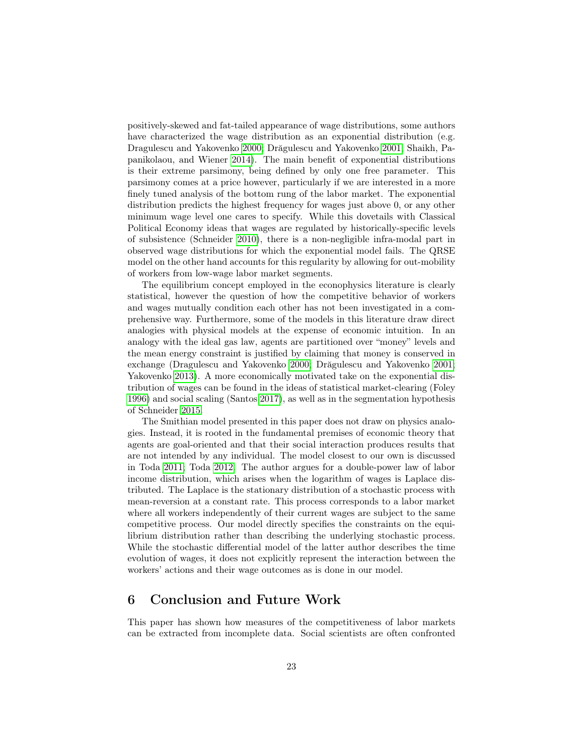positively-skewed and fat-tailed appearance of wage distributions, some authors have characterized the wage distribution as an exponential distribution (e.g. Dragulescu and Yakovenko 2000; Drăgulescu and Yakovenko 2001; Shaikh, Papanikolaou, and Wiener 2014). The main benefit of exponential distributions is their extreme parsimony, being defined by only one free parameter. This parsimony comes at a price however, particularly if we are interested in a more finely tuned analysis of the bottom rung of the labor market. The exponential distribution predicts the highest frequency for wages just above 0, or any other minimum wage level one cares to specify. While this dovetails with Classical Political Economy ideas that wages are regulated by historically-specific levels of subsistence (Schneider 2010), there is a non-negligible infra-modal part in observed wage distributions for which the exponential model fails. The QRSE model on the other hand accounts for this regularity by allowing for out-mobility of workers from low-wage labor market segments.

The equilibrium concept employed in the econophysics literature is clearly statistical, however the question of how the competitive behavior of workers and wages mutually condition each other has not been investigated in a comprehensive way. Furthermore, some of the models in this literature draw direct analogies with physical models at the expense of economic intuition. In an analogy with the ideal gas law, agents are partitioned over "money" levels and the mean energy constraint is justified by claiming that money is conserved in exchange (Dragulescu and Yakovenko 2000; Drăgulescu and Yakovenko 2001; Yakovenko 2013). A more economically motivated take on the exponential distribution of wages can be found in the ideas of statistical market-clearing (Foley 1996) and social scaling (Santos 2017), as well as in the segmentation hypothesis of Schneider 2015.

The Smithian model presented in this paper does not draw on physics analogies. Instead, it is rooted in the fundamental premises of economic theory that agents are goal-oriented and that their social interaction produces results that are not intended by any individual. The model closest to our own is discussed in Toda 2011; Toda 2012. The author argues for a double-power law of labor income distribution, which arises when the logarithm of wages is Laplace distributed. The Laplace is the stationary distribution of a stochastic process with mean-reversion at a constant rate. This process corresponds to a labor market where all workers independently of their current wages are subject to the same competitive process. Our model directly specifies the constraints on the equilibrium distribution rather than describing the underlying stochastic process. While the stochastic differential model of the latter author describes the time evolution of wages, it does not explicitly represent the interaction between the workers' actions and their wage outcomes as is done in our model.

# 6 Conclusion and Future Work

This paper has shown how measures of the competitiveness of labor markets can be extracted from incomplete data. Social scientists are often confronted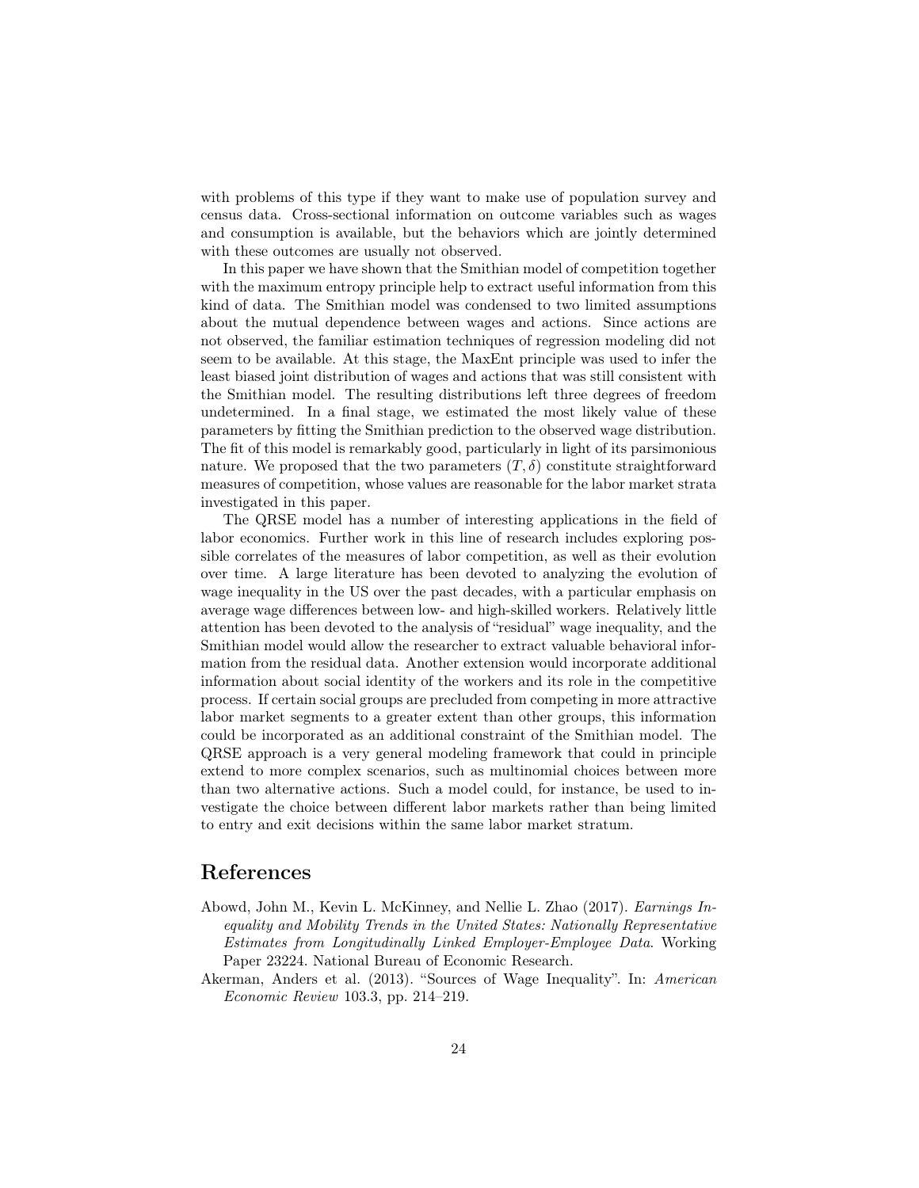with problems of this type if they want to make use of population survey and census data. Cross-sectional information on outcome variables such as wages and consumption is available, but the behaviors which are jointly determined with these outcomes are usually not observed.

In this paper we have shown that the Smithian model of competition together with the maximum entropy principle help to extract useful information from this kind of data. The Smithian model was condensed to two limited assumptions about the mutual dependence between wages and actions. Since actions are not observed, the familiar estimation techniques of regression modeling did not seem to be available. At this stage, the MaxEnt principle was used to infer the least biased joint distribution of wages and actions that was still consistent with the Smithian model. The resulting distributions left three degrees of freedom undetermined. In a final stage, we estimated the most likely value of these parameters by fitting the Smithian prediction to the observed wage distribution. The fit of this model is remarkably good, particularly in light of its parsimonious nature. We proposed that the two parameters $(T, \delta)$ constitute straightforward measures of competition, whose values are reasonable for the labor market strata investigated in this paper.

The QRSE model has a number of interesting applications in the field of labor economics. Further work in this line of research includes exploring possible correlates of the measures of labor competition, as well as their evolution over time. A large literature has been devoted to analyzing the evolution of wage inequality in the US over the past decades, with a particular emphasis on average wage differences between low- and high-skilled workers. Relatively little attention has been devoted to the analysis of "residual" wage inequality, and the Smithian model would allow the researcher to extract valuable behavioral information from the residual data. Another extension would incorporate additional information about social identity of the workers and its role in the competitive process. If certain social groups are precluded from competing in more attractive labor market segments to a greater extent than other groups, this information could be incorporated as an additional constraint of the Smithian model. The QRSE approach is a very general modeling framework that could in principle extend to more complex scenarios, such as multinomial choices between more than two alternative actions. Such a model could, for instance, be used to investigate the choice between different labor markets rather than being limited to entry and exit decisions within the same labor market stratum.

## References

Abowd, John M., Kevin L. McKinney, and Nellie L. Zhao (2017). *Earnings Inequality and Mobility Trends in the United States: Nationally Representative Estimates from Longitudinally Linked Employer-Employee Data*. Working Paper 23224. National Bureau of Economic Research.

Akerman, Anders et al. (2013). "Sources of Wage Inequality". In: *American Economic Review* 103.3, pp. 214–219.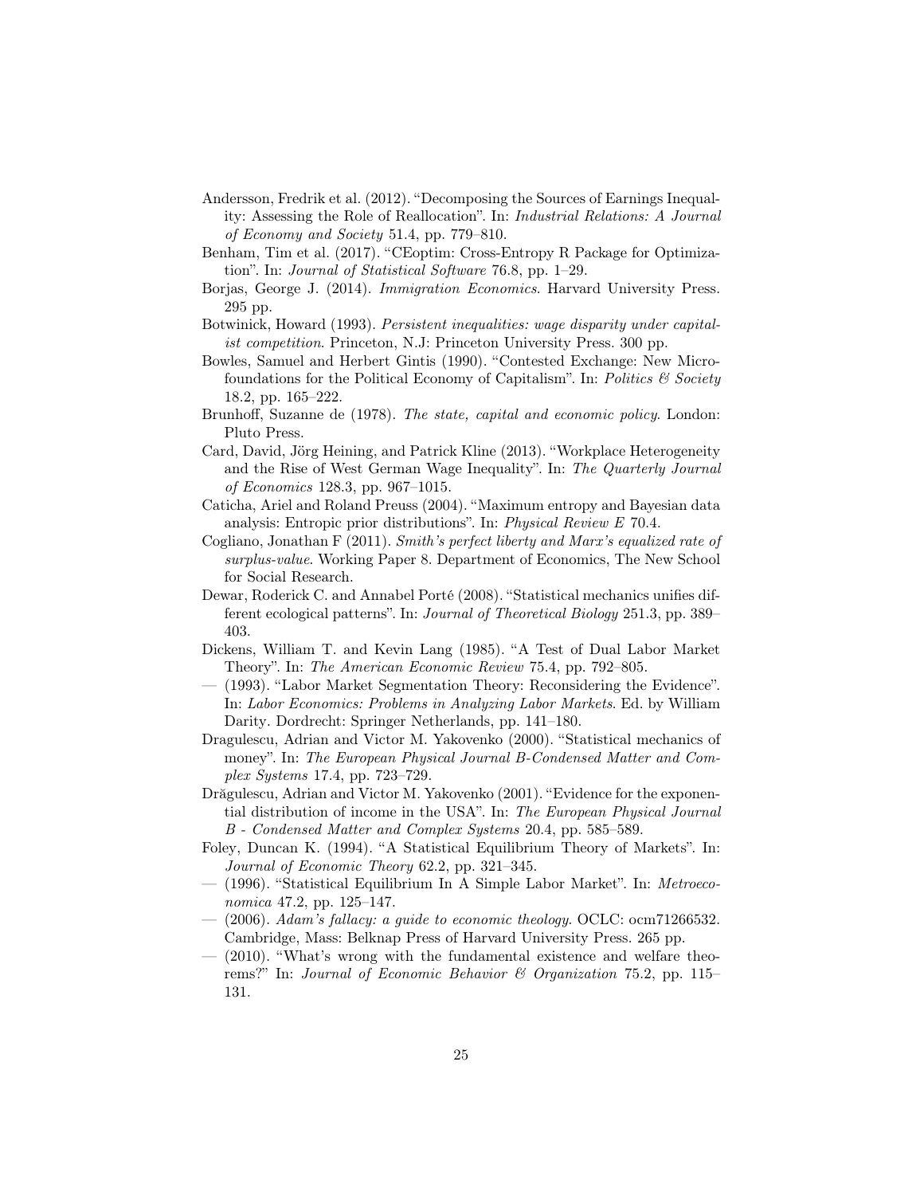Andersson, Fredrik et al. (2012). "Decomposing the Sources of Earnings Inequality: Assessing the Role of Reallocation". In: *Industrial Relations: A Journal of Economy and Society* 51.4, pp. 779–810.

Benham, Tim et al. (2017). "CEoptim: Cross-Entropy R Package for Optimization". In: *Journal of Statistical Software* 76.8, pp. 1–29.

Borjas, George J. (2014). *Immigration Economics*. Harvard University Press. 295 pp.

Botwinick, Howard (1993). *Persistent inequalities: wage disparity under capitalist competition*. Princeton, N.J: Princeton University Press. 300 pp.

Bowles, Samuel and Herbert Gintis (1990). "Contested Exchange: New Microfoundations for the Political Economy of Capitalism". In: *Politics & Society* 18.2, pp. 165–222.

Brunhoff, Suzanne de (1978). *The state, capital and economic policy*. London: Pluto Press.

Card, David, Jörg Heining, and Patrick Kline (2013). "Workplace Heterogeneity and the Rise of West German Wage Inequality". In: *The Quarterly Journal of Economics* 128.3, pp. 967–1015.

Caticha, Ariel and Roland Preuss (2004). "Maximum entropy and Bayesian data analysis: Entropic prior distributions". In: *Physical Review E* 70.4.

Cogliano, Jonathan F (2011). *Smith's perfect liberty and Marx's equalized rate of surplus-value*. Working Paper 8. Department of Economics, The New School for Social Research.

Dewar, Roderick C. and Annabel Porté (2008). "Statistical mechanics unifies different ecological patterns". In: *Journal of Theoretical Biology* 251.3, pp. 389–403.

Dickens, William T. and Kevin Lang (1985). "A Test of Dual Labor Market Theory". In: *The American Economic Review* 75.4, pp. 792–805.

— (1993). "Labor Market Segmentation Theory: Reconsidering the Evidence". In: *Labor Economics: Problems in Analyzing Labor Markets*. Ed. by William Darity. Dordrecht: Springer Netherlands, pp. 141–180.

Dragulescu, Adrian and Victor M. Yakovenko (2000). "Statistical mechanics of money". In: *The European Physical Journal B-Condensed Matter and Complex Systems* 17.4, pp. 723–729.

Drăgulescu, Adrian and Victor M. Yakovenko (2001). "Evidence for the exponential distribution of income in the USA". In: *The European Physical Journal B - Condensed Matter and Complex Systems* 20.4, pp. 585–589.

Foley, Duncan K. (1994). "A Statistical Equilibrium Theory of Markets". In: *Journal of Economic Theory* 62.2, pp. 321–345.

— (1996). "Statistical Equilibrium In A Simple Labor Market". In: *Metroeconomica* 47.2, pp. 125–147.

— (2006). *Adam's fallacy: a guide to economic theology*. OCLC: ocm71266532. Cambridge, Mass: Belknap Press of Harvard University Press. 265 pp.

— (2010). "What's wrong with the fundamental existence and welfare theorems?" In: *Journal of Economic Behavior & Organization* 75.2, pp. 115–131.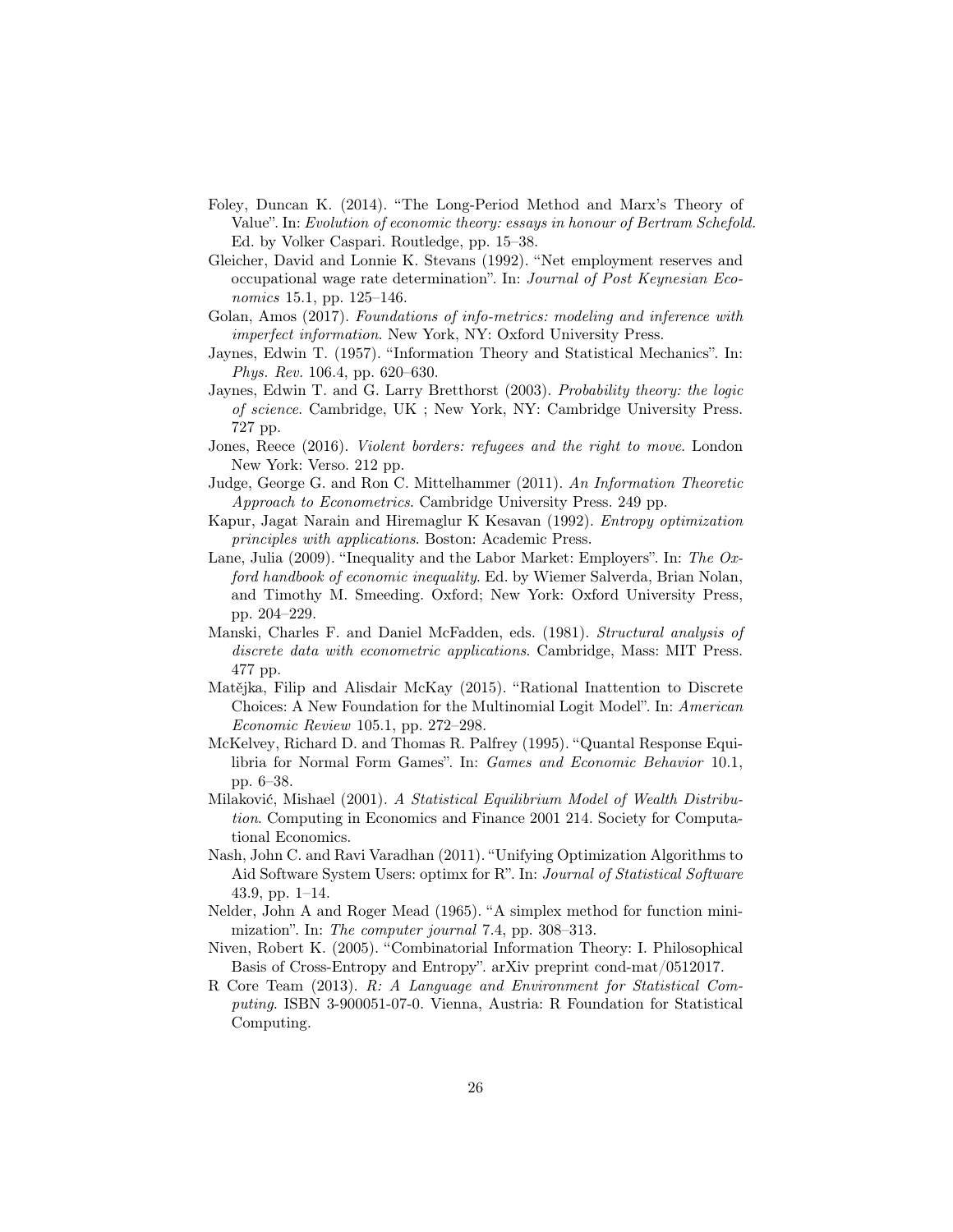Foley, Duncan K. (2014). "The Long-Period Method and Marx's Theory of Value". In: *Evolution of economic theory: essays in honour of Bertram Schefold.* Ed. by Volker Caspari. Routledge, pp. 15–38.

Gleicher, David and Lonnie K. Stevans (1992). "Net employment reserves and occupational wage rate determination". In: *Journal of Post Keynesian Economics* 15.1, pp. 125–146.

Golan, Amos (2017). *Foundations of info-metrics: modeling and inference with imperfect information*. New York, NY: Oxford University Press.

Jaynes, Edwin T. (1957). "Information Theory and Statistical Mechanics". In: *Phys. Rev.* 106.4, pp. 620–630.

Jaynes, Edwin T. and G. Larry Bretthorst (2003). *Probability theory: the logic of science*. Cambridge, UK ; New York, NY: Cambridge University Press. 727 pp.

Jones, Reece (2016). *Violent borders: refugees and the right to move*. London New York: Verso. 212 pp.

Judge, George G. and Ron C. Mittelhammer (2011). *An Information Theoretic Approach to Econometrics*. Cambridge University Press. 249 pp.

Kapur, Jagat Narain and Hiremaglur K Kesavan (1992). *Entropy optimization principles with applications*. Boston: Academic Press.

Lane, Julia (2009). "Inequality and the Labor Market: Employers". In: *The Oxford handbook of economic inequality*. Ed. by Wiemer Salverda, Brian Nolan, and Timothy M. Smeeding. Oxford; New York: Oxford University Press, pp. 204–229.

Manski, Charles F. and Daniel McFadden, eds. (1981). *Structural analysis of discrete data with econometric applications*. Cambridge, Mass: MIT Press. 477 pp.

Matějka, Filip and Alisdair McKay (2015). "Rational Inattention to Discrete Choices: A New Foundation for the Multinomial Logit Model". In: *American Economic Review* 105.1, pp. 272–298.

McKelvey, Richard D. and Thomas R. Palfrey (1995). "Quantal Response Equilibria for Normal Form Games". In: *Games and Economic Behavior* 10.1, pp. 6–38.

Milaković, Mishael (2001). *A Statistical Equilibrium Model of Wealth Distribution*. Computing in Economics and Finance 2001 214. Society for Computational Economics.

Nash, John C. and Ravi Varadhan (2011). "Unifying Optimization Algorithms to Aid Software System Users: optimx for R". In: *Journal of Statistical Software* 43.9, pp. 1–14.

Nelder, John A and Roger Mead (1965). "A simplex method for function minimization". In: *The computer journal* 7.4, pp. 308–313.

Niven, Robert K. (2005). "Combinatorial Information Theory: I. Philosophical Basis of Cross-Entropy and Entropy". arXiv preprint cond-mat/0512017.

R Core Team (2013). *R: A Language and Environment for Statistical Computing*. ISBN 3-900051-07-0. Vienna, Austria: R Foundation for Statistical Computing.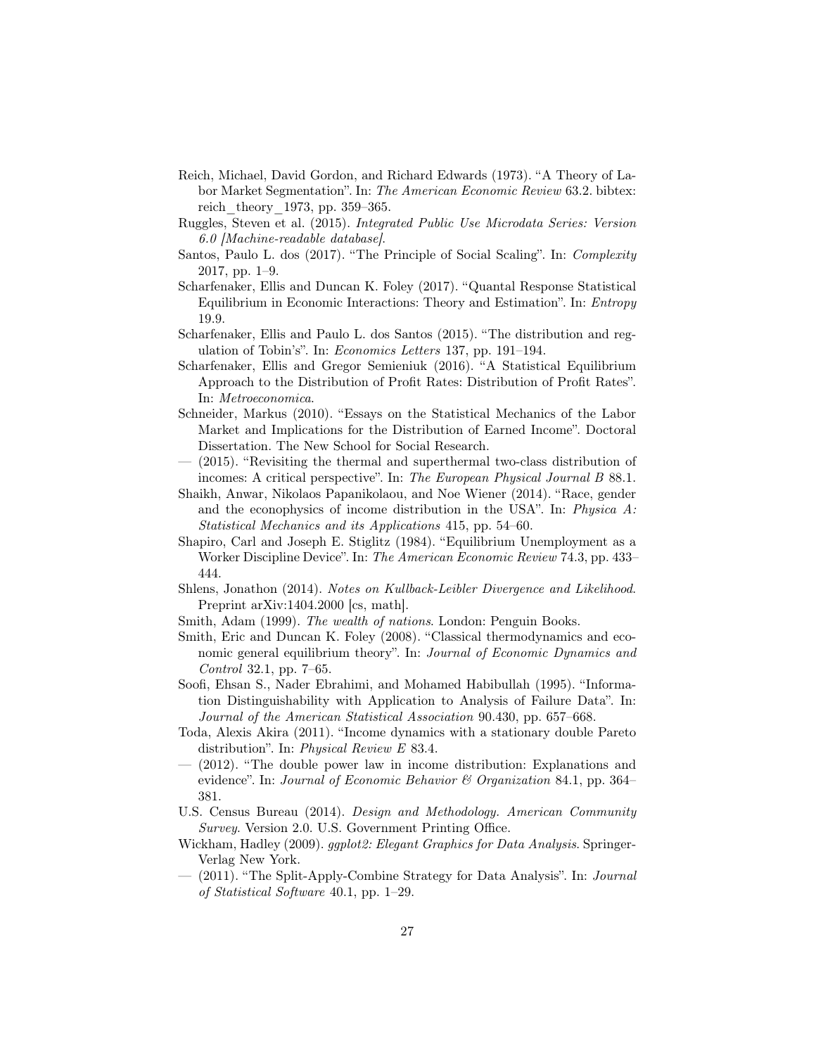Reich, Michael, David Gordon, and Richard Edwards (1973). "A Theory of Labor Market Segmentation". In: *The American Economic Review* 63.2. bibtex: reich_theory_1973, pp. 359–365.

Ruggles, Steven et al. (2015). *Integrated Public Use Microdata Series: Version 6.0 [Machine-readable database]*.

Santos, Paulo L. dos (2017). "The Principle of Social Scaling". In: *Complexity* 2017, pp. 1–9.

Scharfenaker, Ellis and Duncan K. Foley (2017). "Quantal Response Statistical Equilibrium in Economic Interactions: Theory and Estimation". In: *Entropy* 19.9.

Scharfenaker, Ellis and Paulo L. dos Santos (2015). "The distribution and regulation of Tobin's". In: *Economics Letters* 137, pp. 191–194.

Scharfenaker, Ellis and Gregor Semieniuk (2016). "A Statistical Equilibrium Approach to the Distribution of Profit Rates: Distribution of Profit Rates". In: *Metroeconomica*.

Schneider, Markus (2010). "Essays on the Statistical Mechanics of the Labor Market and Implications for the Distribution of Earned Income". Doctoral Dissertation. The New School for Social Research.

— (2015). "Revisiting the thermal and superthermal two-class distribution of incomes: A critical perspective". In: *The European Physical Journal B* 88.1.

Shaikh, Anwar, Nikolaos Papanikolaou, and Noe Wiener (2014). "Race, gender and the econophysics of income distribution in the USA". In: *Physica A: Statistical Mechanics and its Applications* 415, pp. 54–60.

Shapiro, Carl and Joseph E. Stiglitz (1984). "Equilibrium Unemployment as a Worker Discipline Device". In: *The American Economic Review* 74.3, pp. 433–444.

Shlens, Jonathon (2014). *Notes on Kullback-Leibler Divergence and Likelihood*. Preprint arXiv:1404.2000 [cs, math].

Smith, Adam (1999). *The wealth of nations*. London: Penguin Books.

Smith, Eric and Duncan K. Foley (2008). "Classical thermodynamics and economic general equilibrium theory". In: *Journal of Economic Dynamics and Control* 32.1, pp. 7–65.

Soofi, Ehsan S., Nader Ebrahimi, and Mohamed Habibullah (1995). "Information Distinguishability with Application to Analysis of Failure Data". In: *Journal of the American Statistical Association* 90.430, pp. 657–668.

Toda, Alexis Akira (2011). "Income dynamics with a stationary double Pareto distribution". In: *Physical Review E* 83.4.

— (2012). "The double power law in income distribution: Explanations and evidence". In: *Journal of Economic Behavior & Organization* 84.1, pp. 364–381.

U.S. Census Bureau (2014). *Design and Methodology. American Community Survey*. Version 2.0. U.S. Government Printing Office.

Wickham, Hadley (2009). *ggplot2: Elegant Graphics for Data Analysis*. Springer-Verlag New York.

— (2011). "The Split-Apply-Combine Strategy for Data Analysis". In: *Journal of Statistical Software* 40.1, pp. 1–29.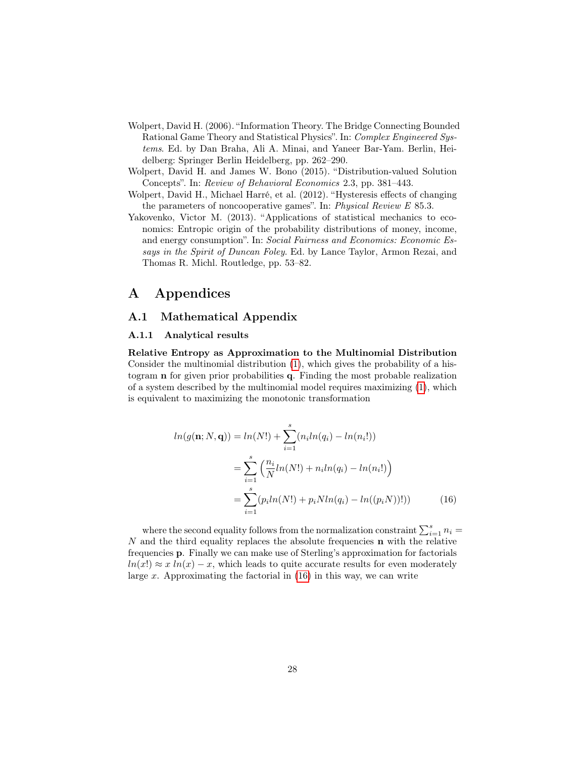Wolpert, David H. (2006). "Information Theory. The Bridge Connecting Bounded Rational Game Theory and Statistical Physics". In: *Complex Engineered Systems*. Ed. by Dan Braha, Ali A. Minai, and Yaneer Bar-Yam. Berlin, Heidelberg: Springer Berlin Heidelberg, pp. 262–290.

Wolpert, David H. and James W. Bono (2015). "Distribution-valued Solution Concepts". In: *Review of Behavioral Economics* 2.3, pp. 381–443.

Wolpert, David H., Michael Harré, et al. (2012). "Hysteresis effects of changing the parameters of noncooperative games". In: *Physical Review E* 85.3.

Yakovenko, Victor M. (2013). "Applications of statistical mechanics to economics: Entropic origin of the probability distributions of money, income, and energy consumption". In: *Social Fairness and Economics: Economic Essays in the Spirit of Duncan Foley*. Ed. by Lance Taylor, Armon Rezai, and Thomas R. Michl. Routledge, pp. 53–82.

# A Appendices

## A.1 Mathematical Appendix

### A.1.1 Analytical results

**Relative Entropy as Approximation to the Multinomial Distribution** Consider the multinomial distribution (1), which gives the probability of a histogram $\mathbf{n}$ for given prior probabilities $\mathbf{q}$. Finding the most probable realization of a system described by the multinomial model requires maximizing (1), which is equivalent to maximizing the monotonic transformation

$$
\begin{aligned}
ln(g(\mathbf{n}; N, \mathbf{q})) &= ln(N!) + \sum_{i=1}^{s}(n_i ln(q_i) - ln(n_i!)) \\
&= \sum_{i=1}^{s}\Big(\frac{n_i}{N} ln(N!) + n_i ln(q_i) - ln(n_i!)\Big) \\
&= \sum_{i=1}^{s}(p_i ln(N!) + p_i N ln(q_i) - ln((p_i N))!)) \qquad (16)
\end{aligned}
$$

where the second equality follows from the normalization constraint $\sum_{i=1}^{s} n_i = N$ and the third equality replaces the absolute frequencies $\mathbf{n}$ with the relative frequencies $\mathbf{p}$. Finally we can make use of Sterling's approximation for factorials $ln(x!) \approx x\, ln(x) - x$, which leads to quite accurate results for even moderately large $x$. Approximating the factorial in (16) in this way, we can write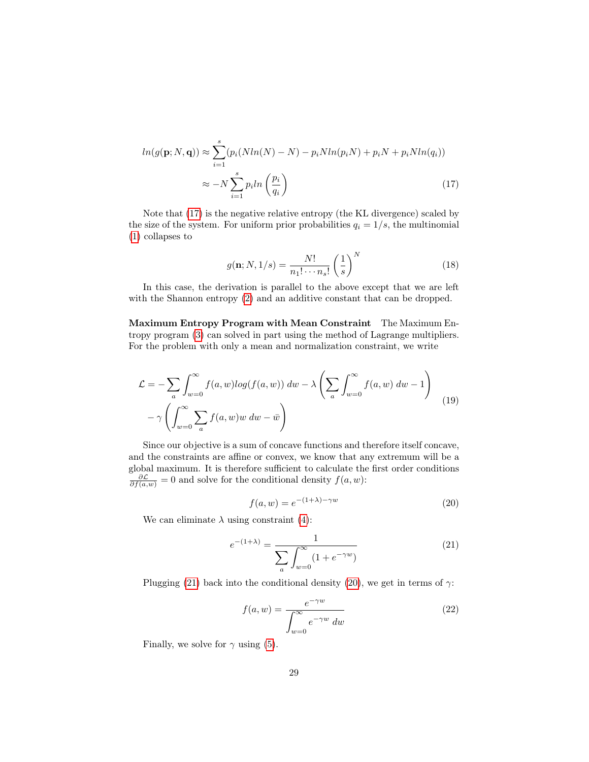$$
\begin{aligned}
ln(g(\mathbf{p}; N, \mathbf{q})) &\approx \sum_{i=1}^{s} (p_i(Nln(N) - N) - p_iNln(p_iN) + p_iN + p_iNln(q_i)) \\
&\approx -N \sum_{i=1}^{s} p_i ln\left(\frac{p_i}{q_i}\right)
\end{aligned} \tag{17}
$$

Note that (17) is the negative relative entropy (the KL divergence) scaled by the size of the system. For uniform prior probabilities $q_i = 1/s$, the multinomial (1) collapses to

$$
g(\mathbf{n}; N, 1/s) = \frac{N!}{n_1! \cdots n_s!} \left(\frac{1}{s}\right)^N \tag{18}
$$

In this case, the derivation is parallel to the above except that we are left with the Shannon entropy (2) and an additive constant that can be dropped.

**Maximum Entropy Program with Mean Constraint** The Maximum Entropy program (3) can solved in part using the method of Lagrange multipliers. For the problem with only a mean and normalization constraint, we write

$$
\begin{aligned}
\mathcal{L} = &- \sum_a \int_{w=0}^{\infty} f(a,w) log(f(a,w)) \; dw - \lambda \left( \sum_a \int_{w=0}^{\infty} f(a,w) \; dw - 1 \right) \\
&- \gamma \left( \int_{w=0}^{\infty} \sum_a f(a,w) w \; dw - \bar{w} \right)
\end{aligned} \tag{19}
$$

Since our objective is a sum of concave functions and therefore itself concave, and the constraints are affine or convex, we know that any extremum will be a global maximum. It is therefore sufficient to calculate the first order conditions $\frac{\partial \mathcal{L}}{\partial f(a,w)} = 0$ and solve for the conditional density $f(a, w)$:

$$
f(a,w) = e^{-(1+\lambda) - \gamma w} \tag{20}
$$

We can eliminate $\lambda$ using constraint (4):

$$
e^{-(1+\lambda)} = \frac{1}{\displaystyle\sum_a \int_{w=0}^{\infty} (1 + e^{-\gamma w})} \tag{21}
$$

Plugging (21) back into the conditional density (20), we get in terms of $\gamma$:

$$
f(a,w) = \frac{e^{-\gamma w}}{\displaystyle\int_{w=0}^{\infty} e^{-\gamma w} \; dw} \tag{22}
$$

Finally, we solve for $\gamma$ using (5).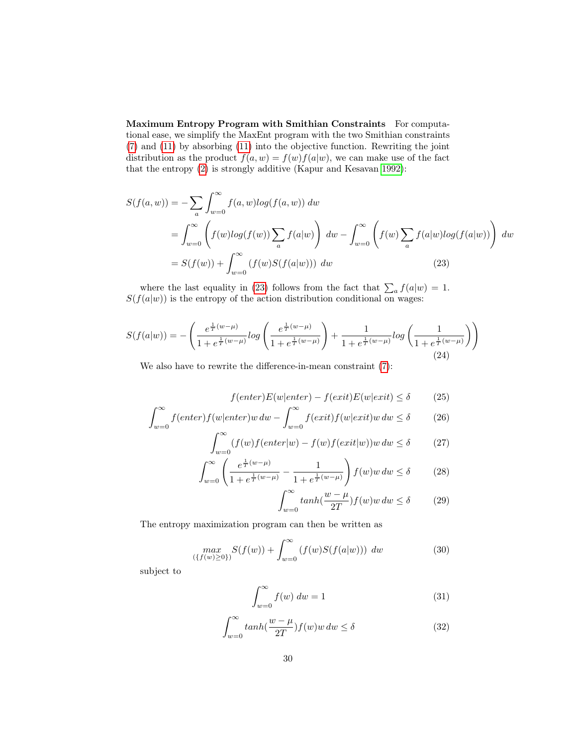**Maximum Entropy Program with Smithian Constraints** For computational ease, we simplify the MaxEnt program with the two Smithian constraints (7) and (11) by absorbing (11) into the objective function. Rewriting the joint distribution as the product $f(a,w) = f(w)f(a|w)$, we can make use of the fact that the entropy (2) is strongly additive (Kapur and Kesavan 1992):

$$
\begin{aligned}
S(f(a,w)) &= -\sum_a \int_{w=0}^{\infty} f(a,w)log(f(a,w))\, dw \\
&= \int_{w=0}^{\infty} \left( f(w)log(f(w)) \sum_a f(a|w) \right) dw - \int_{w=0}^{\infty} \left( f(w) \sum_a f(a|w)log(f(a|w)) \right) dw \\
&= S(f(w)) + \int_{w=0}^{\infty} (f(w)S(f(a|w)))\, dw
\end{aligned} \tag{23}
$$

where the last equality in (23) follows from the fact that $\sum_a f(a|w) = 1$. $S(f(a|w))$ is the entropy of the action distribution conditional on wages:

$$
S(f(a|w)) = -\left( \frac{e^{\frac{1}{T}(w-\mu)}}{1+e^{\frac{1}{T}(w-\mu)}} log\left( \frac{e^{\frac{1}{T}(w-\mu)}}{1+e^{\frac{1}{T}(w-\mu)}} \right) + \frac{1}{1+e^{\frac{1}{T}(w-\mu)}} log\left( \frac{1}{1+e^{\frac{1}{T}(w-\mu)}} \right) \right) \tag{24}
$$

We also have to rewrite the difference-in-mean constraint (7):

$$
f(enter)E(w|enter) - f(exit)E(w|exit) \leq \delta \tag{25}
$$

$$
\int_{w=0}^{\infty} f(enter)f(w|enter)w\, dw - \int_{w=0}^{\infty} f(exit)f(w|exit)w\, dw \leq \delta \tag{26}
$$

$$
\int_{w=0}^{\infty} (f(w)f(enter|w) - f(w)f(exit|w))w\, dw \leq \delta \tag{27}
$$

$$
\int_{w=0}^{\infty} \left( \frac{e^{\frac{1}{T}(w-\mu)}}{1+e^{\frac{1}{T}(w-\mu)}} - \frac{1}{1+e^{\frac{1}{T}(w-\mu)}} \right) f(w)w\, dw \leq \delta \tag{28}
$$

$$
\int_{w=0}^{\infty} tanh(\frac{w-\mu}{2T})f(w)w\, dw \leq \delta \tag{29}
$$

The entropy maximization program can then be written as

$$
\max_{(\{f(w)\geq 0\})} S(f(w)) + \int_{w=0}^{\infty} (f(w)S(f(a|w)))\, dw \tag{30}
$$

subject to

$$
\int_{w=0}^{\infty} f(w)\, dw = 1 \tag{31}
$$

$$
\int_{w=0}^{\infty} tanh(\frac{w-\mu}{2T})f(w)w\, dw \leq \delta \tag{32}
$$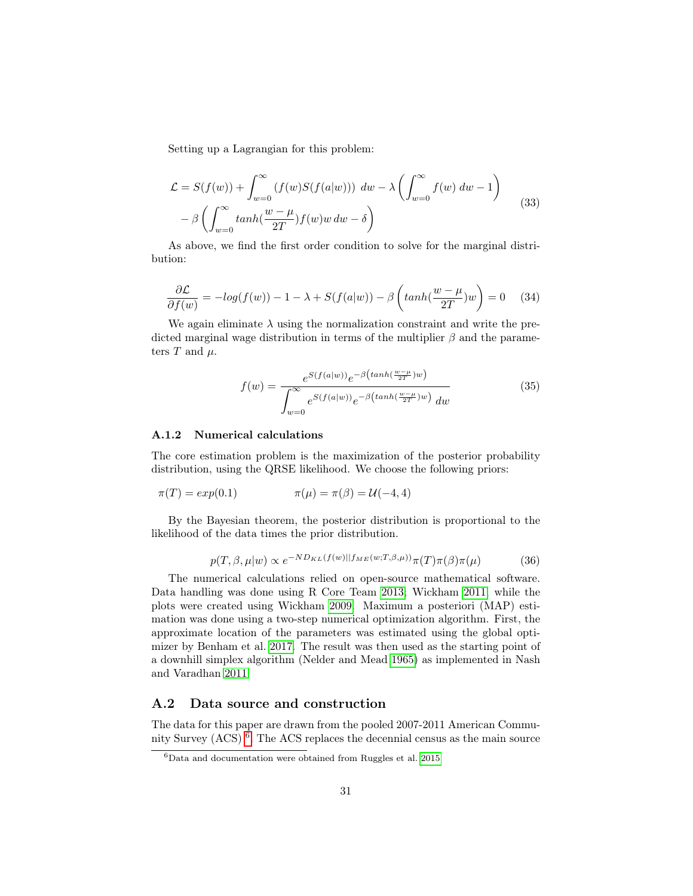Setting up a Lagrangian for this problem:

$$
\begin{aligned}
\mathcal{L} = S(f(w)) + \int_{w=0}^{\infty} \left( f(w) S(f(a|w)) \right) \, dw - \lambda \left( \int_{w=0}^{\infty} f(w) \, dw - 1 \right) \\
- \beta \left( \int_{w=0}^{\infty} tanh(\frac{w-\mu}{2T}) f(w) w \, dw - \delta \right)
\end{aligned}
\tag{33}
$$

As above, we find the first order condition to solve for the marginal distribution:

$$
\frac{\partial \mathcal{L}}{\partial f(w)} = -log(f(w)) - 1 - \lambda + S(f(a|w)) - \beta \left( tanh(\frac{w-\mu}{2T}) w \right) = 0 \tag{34}
$$

We again eliminate $\lambda$ using the normalization constraint and write the predicted marginal wage distribution in terms of the multiplier $\beta$ and the parameters $T$ and $\mu$.

$$
f(w) = \frac{e^{S(f(a|w))} e^{-\beta \left( tanh(\frac{w-\mu}{2T}) w \right)}}{\displaystyle\int_{w=0}^{\infty} e^{S(f(a|w))} e^{-\beta \left( tanh(\frac{w-\mu}{2T}) w \right)} \, dw} \tag{35}
$$

### A.1.2 Numerical calculations

The core estimation problem is the maximization of the posterior probability distribution, using the QRSE likelihood. We choose the following priors:

$$
\pi(T) = exp(0.1) \qquad \pi(\mu) = \pi(\beta) = \mathcal{U}(-4, 4)
$$

By the Bayesian theorem, the posterior distribution is proportional to the likelihood of the data times the prior distribution.

$$
p(T, \beta, \mu | w) \propto e^{-N D_{KL}(f(w) || f_{ME}(w; T, \beta, \mu))} \pi(T) \pi(\beta) \pi(\mu) \tag{36}
$$

The numerical calculations relied on open-source mathematical software. Data handling was done using R Core Team 2013; Wickham 2011, while the plots were created using Wickham 2009. Maximum a posteriori (MAP) estimation was done using a two-step numerical optimization algorithm. First, the approximate location of the parameters was estimated using the global optimizer by Benham et al. 2017. The result was then used as the starting point of a downhill simplex algorithm (Nelder and Mead 1965) as implemented in Nash and Varadhan 2011.

## A.2 Data source and construction

The data for this paper are drawn from the pooled 2007-2011 American Community Survey (ACS) [6]. The ACS replaces the decennial census as the main source

[6] Data and documentation were obtained from Ruggles et al. 2015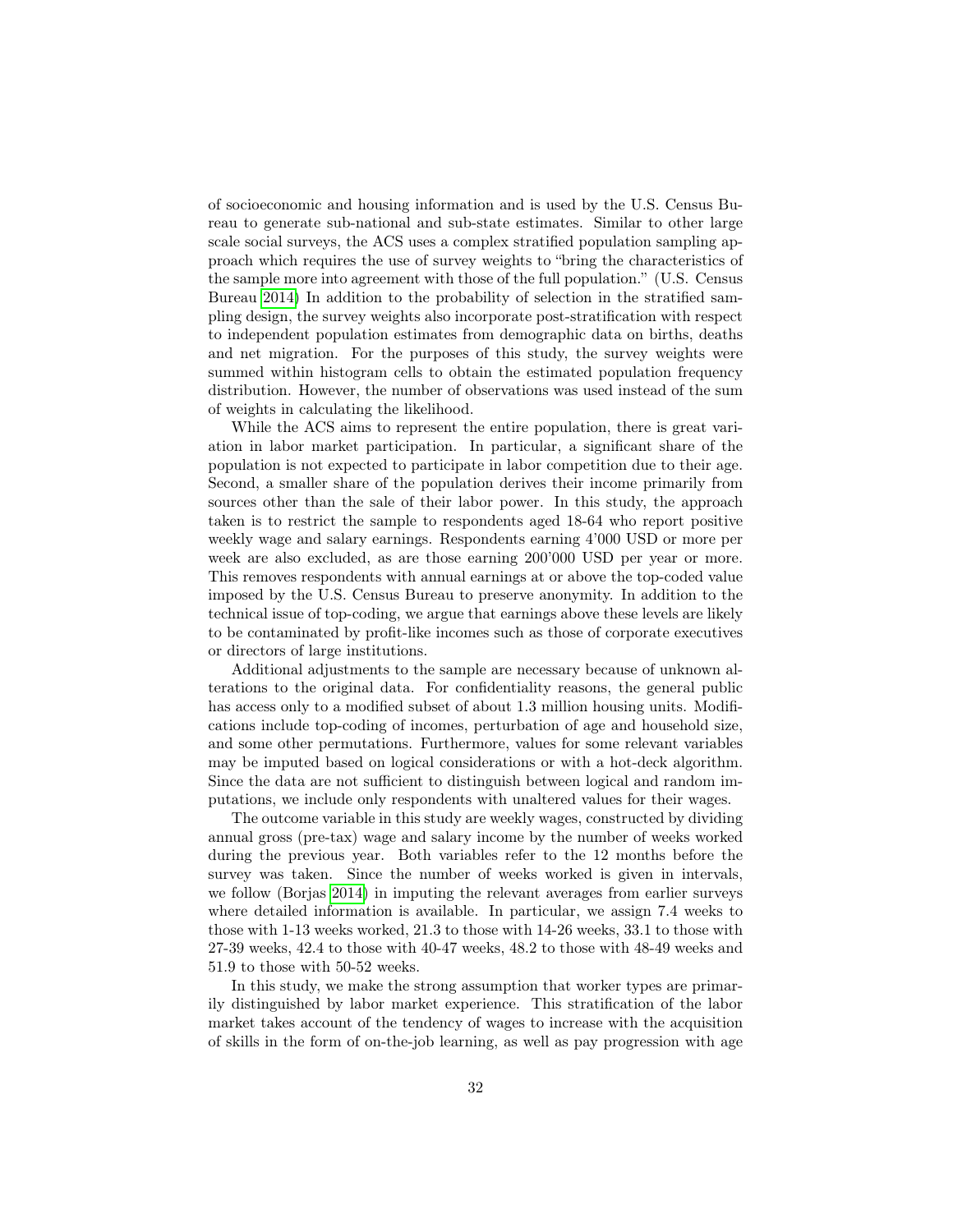of socioeconomic and housing information and is used by the U.S. Census Bureau to generate sub-national and sub-state estimates. Similar to other large scale social surveys, the ACS uses a complex stratified population sampling approach which requires the use of survey weights to "bring the characteristics of the sample more into agreement with those of the full population." (U.S. Census Bureau 2014) In addition to the probability of selection in the stratified sampling design, the survey weights also incorporate post-stratification with respect to independent population estimates from demographic data on births, deaths and net migration. For the purposes of this study, the survey weights were summed within histogram cells to obtain the estimated population frequency distribution. However, the number of observations was used instead of the sum of weights in calculating the likelihood.

While the ACS aims to represent the entire population, there is great variation in labor market participation. In particular, a significant share of the population is not expected to participate in labor competition due to their age. Second, a smaller share of the population derives their income primarily from sources other than the sale of their labor power. In this study, the approach taken is to restrict the sample to respondents aged 18-64 who report positive weekly wage and salary earnings. Respondents earning 4'000 USD or more per week are also excluded, as are those earning 200'000 USD per year or more. This removes respondents with annual earnings at or above the top-coded value imposed by the U.S. Census Bureau to preserve anonymity. In addition to the technical issue of top-coding, we argue that earnings above these levels are likely to be contaminated by profit-like incomes such as those of corporate executives or directors of large institutions.

Additional adjustments to the sample are necessary because of unknown alterations to the original data. For confidentiality reasons, the general public has access only to a modified subset of about 1.3 million housing units. Modifications include top-coding of incomes, perturbation of age and household size, and some other permutations. Furthermore, values for some relevant variables may be imputed based on logical considerations or with a hot-deck algorithm. Since the data are not sufficient to distinguish between logical and random imputations, we include only respondents with unaltered values for their wages.

The outcome variable in this study are weekly wages, constructed by dividing annual gross (pre-tax) wage and salary income by the number of weeks worked during the previous year. Both variables refer to the 12 months before the survey was taken. Since the number of weeks worked is given in intervals, we follow (Borjas 2014) in imputing the relevant averages from earlier surveys where detailed information is available. In particular, we assign 7.4 weeks to those with 1-13 weeks worked, 21.3 to those with 14-26 weeks, 33.1 to those with 27-39 weeks, 42.4 to those with 40-47 weeks, 48.2 to those with 48-49 weeks and 51.9 to those with 50-52 weeks.

In this study, we make the strong assumption that worker types are primarily distinguished by labor market experience. This stratification of the labor market takes account of the tendency of wages to increase with the acquisition of skills in the form of on-the-job learning, as well as pay progression with age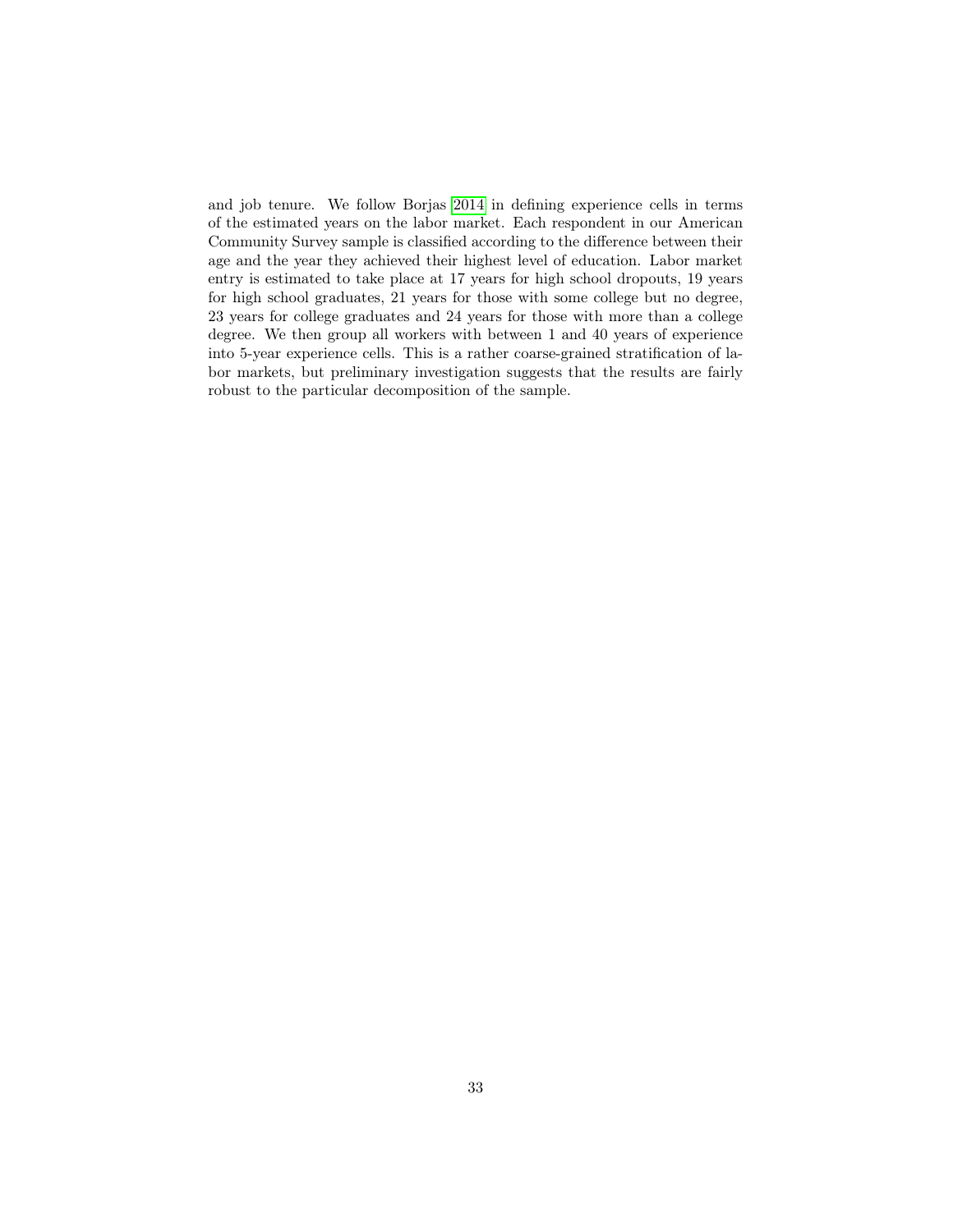and job tenure. We follow Borjas [2014] in defining experience cells in terms of the estimated years on the labor market. Each respondent in our American Community Survey sample is classified according to the difference between their age and the year they achieved their highest level of education. Labor market entry is estimated to take place at 17 years for high school dropouts, 19 years for high school graduates, 21 years for those with some college but no degree, 23 years for college graduates and 24 years for those with more than a college degree. We then group all workers with between 1 and 40 years of experience into 5-year experience cells. This is a rather coarse-grained stratification of labor markets, but preliminary investigation suggests that the results are fairly robust to the particular decomposition of the sample.